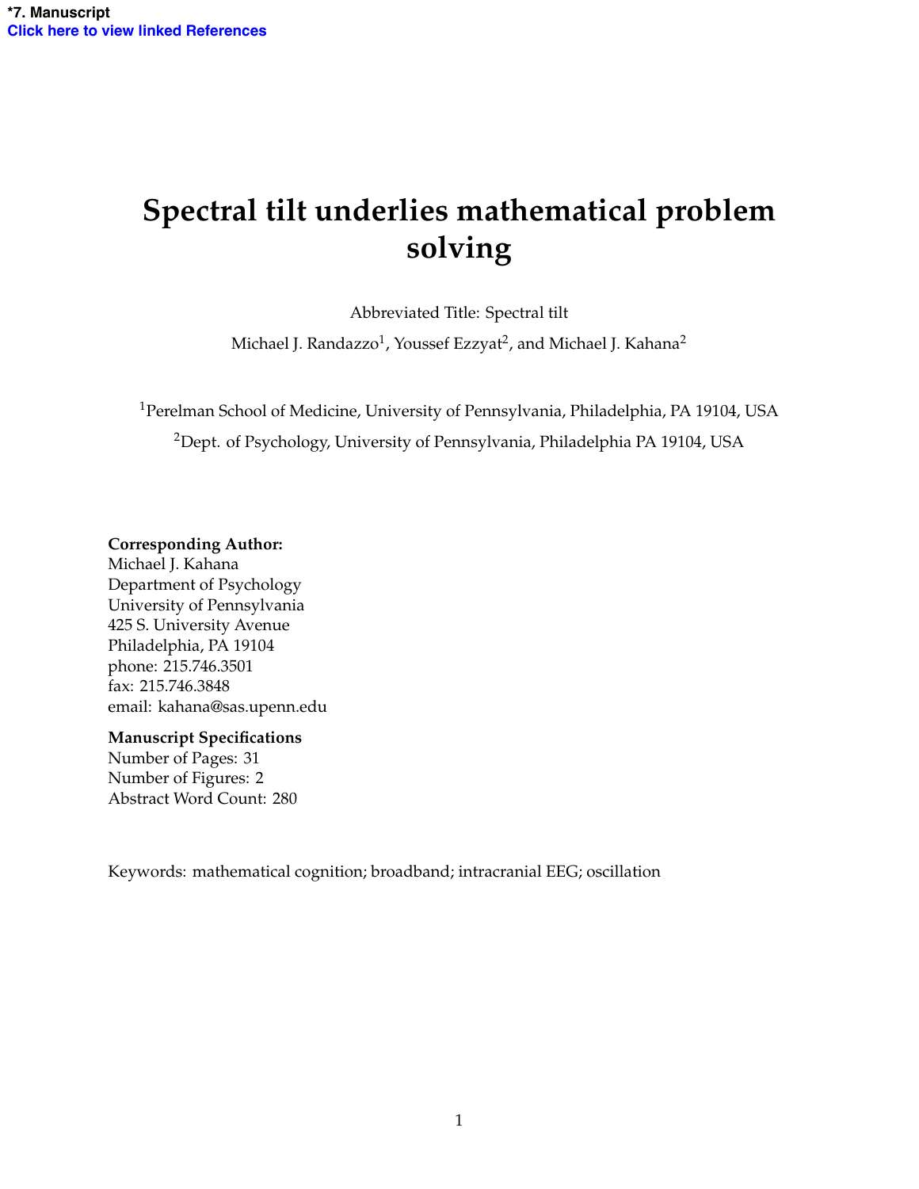**\*7. Manuscript**
Click here to view linked References

# Spectral tilt underlies mathematical problem solving

Abbreviated Title: Spectral tilt

Michael J. Randazzo[1], Youssef Ezzyat[2], and Michael J. Kahana[2]

[1]Perelman School of Medicine, University of Pennsylvania, Philadelphia, PA 19104, USA

[2]Dept. of Psychology, University of Pennsylvania, Philadelphia PA 19104, USA

**Corresponding Author:**
Michael J. Kahana
Department of Psychology
University of Pennsylvania
425 S. University Avenue
Philadelphia, PA 19104
phone: 215.746.3501
fax: 215.746.3848
email: kahana@sas.upenn.edu

**Manuscript Specifications**
Number of Pages: 31
Number of Figures: 2
Abstract Word Count: 280

Keywords: mathematical cognition; broadband; intracranial EEG; oscillation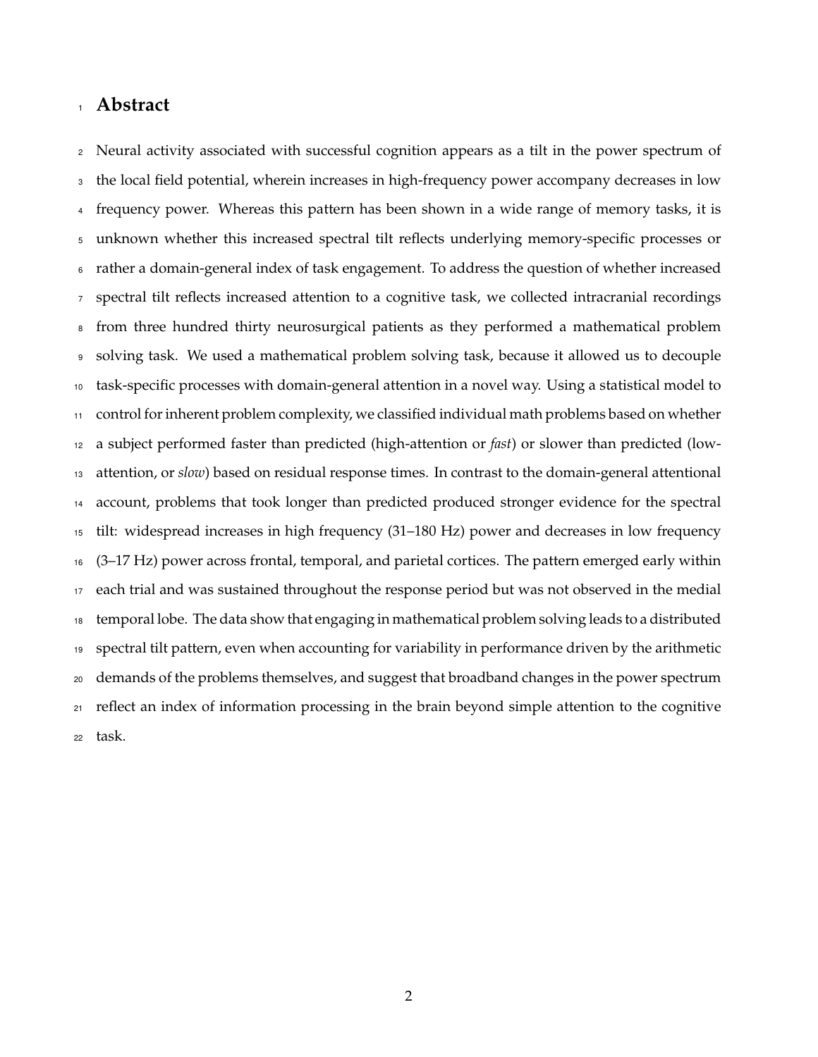# Abstract

Neural activity associated with successful cognition appears as a tilt in the power spectrum of the local field potential, wherein increases in high-frequency power accompany decreases in low frequency power. Whereas this pattern has been shown in a wide range of memory tasks, it is unknown whether this increased spectral tilt reflects underlying memory-specific processes or rather a domain-general index of task engagement. To address the question of whether increased spectral tilt reflects increased attention to a cognitive task, we collected intracranial recordings from three hundred thirty neurosurgical patients as they performed a mathematical problem solving task. We used a mathematical problem solving task, because it allowed us to decouple task-specific processes with domain-general attention in a novel way. Using a statistical model to control for inherent problem complexity, we classified individual math problems based on whether a subject performed faster than predicted (high-attention or *fast*) or slower than predicted (low-attention, or *slow*) based on residual response times. In contrast to the domain-general attentional account, problems that took longer than predicted produced stronger evidence for the spectral tilt: widespread increases in high frequency (31–180 Hz) power and decreases in low frequency (3–17 Hz) power across frontal, temporal, and parietal cortices. The pattern emerged early within each trial and was sustained throughout the response period but was not observed in the medial temporal lobe. The data show that engaging in mathematical problem solving leads to a distributed spectral tilt pattern, even when accounting for variability in performance driven by the arithmetic demands of the problems themselves, and suggest that broadband changes in the power spectrum reflect an index of information processing in the brain beyond simple attention to the cognitive task.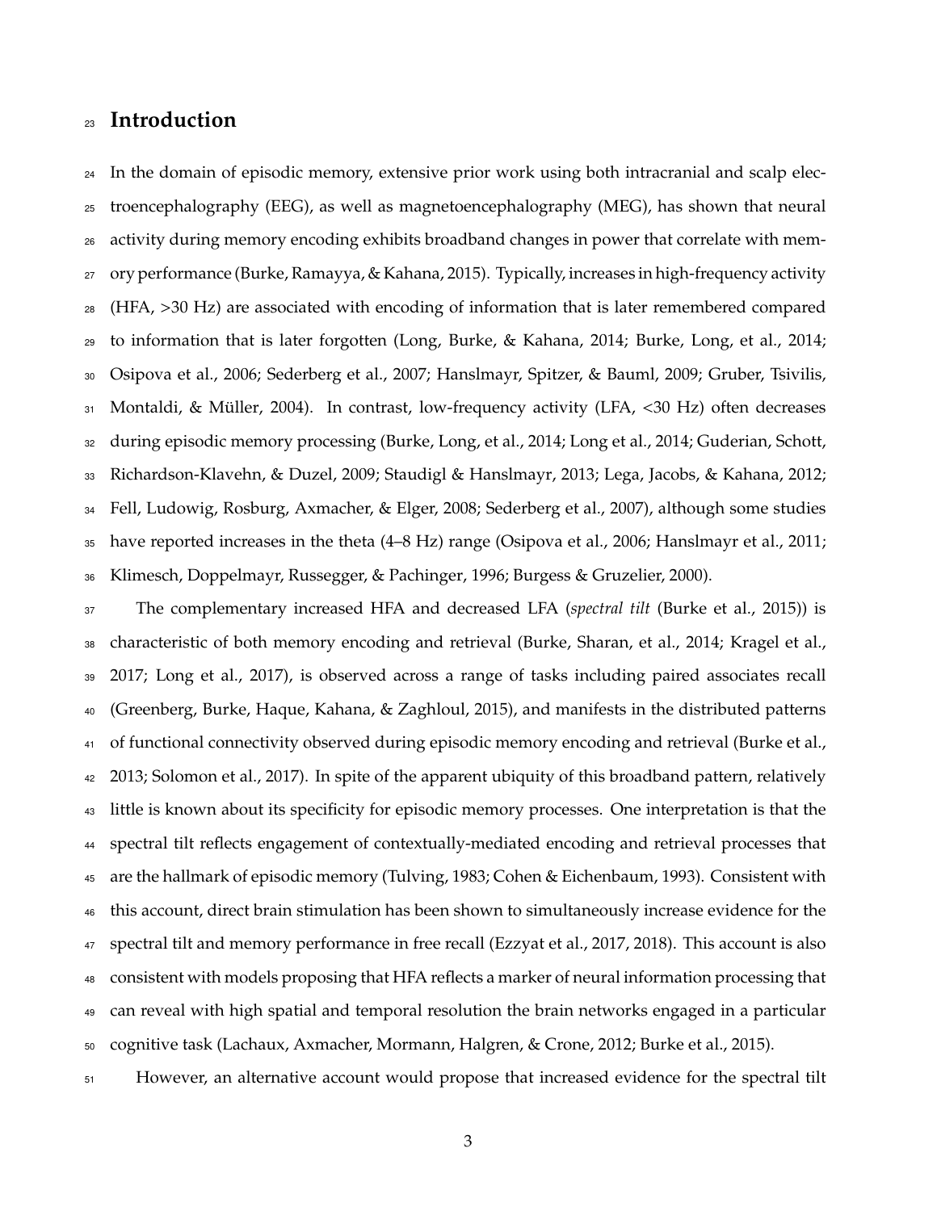# Introduction

In the domain of episodic memory, extensive prior work using both intracranial and scalp electroencephalography (EEG), as well as magnetoencephalography (MEG), has shown that neural activity during memory encoding exhibits broadband changes in power that correlate with memory performance (Burke, Ramayya, & Kahana, 2015). Typically, increases in high-frequency activity (HFA, >30 Hz) are associated with encoding of information that is later remembered compared to information that is later forgotten (Long, Burke, & Kahana, 2014; Burke, Long, et al., 2014; Osipova et al., 2006; Sederberg et al., 2007; Hanslmayr, Spitzer, & Bauml, 2009; Gruber, Tsivilis, Montaldi, & Müller, 2004). In contrast, low-frequency activity (LFA, <30 Hz) often decreases during episodic memory processing (Burke, Long, et al., 2014; Long et al., 2014; Guderian, Schott, Richardson-Klavehn, & Duzel, 2009; Staudigl & Hanslmayr, 2013; Lega, Jacobs, & Kahana, 2012; Fell, Ludowig, Rosburg, Axmacher, & Elger, 2008; Sederberg et al., 2007), although some studies have reported increases in the theta (4–8 Hz) range (Osipova et al., 2006; Hanslmayr et al., 2011; Klimesch, Doppelmayr, Russegger, & Pachinger, 1996; Burgess & Gruzelier, 2000).

The complementary increased HFA and decreased LFA (*spectral tilt* (Burke et al., 2015)) is characteristic of both memory encoding and retrieval (Burke, Sharan, et al., 2014; Kragel et al., 2017; Long et al., 2017), is observed across a range of tasks including paired associates recall (Greenberg, Burke, Haque, Kahana, & Zaghloul, 2015), and manifests in the distributed patterns of functional connectivity observed during episodic memory encoding and retrieval (Burke et al., 2013; Solomon et al., 2017). In spite of the apparent ubiquity of this broadband pattern, relatively little is known about its specificity for episodic memory processes. One interpretation is that the spectral tilt reflects engagement of contextually-mediated encoding and retrieval processes that are the hallmark of episodic memory (Tulving, 1983; Cohen & Eichenbaum, 1993). Consistent with this account, direct brain stimulation has been shown to simultaneously increase evidence for the spectral tilt and memory performance in free recall (Ezzyat et al., 2017, 2018). This account is also consistent with models proposing that HFA reflects a marker of neural information processing that can reveal with high spatial and temporal resolution the brain networks engaged in a particular cognitive task (Lachaux, Axmacher, Mormann, Halgren, & Crone, 2012; Burke et al., 2015).

However, an alternative account would propose that increased evidence for the spectral tilt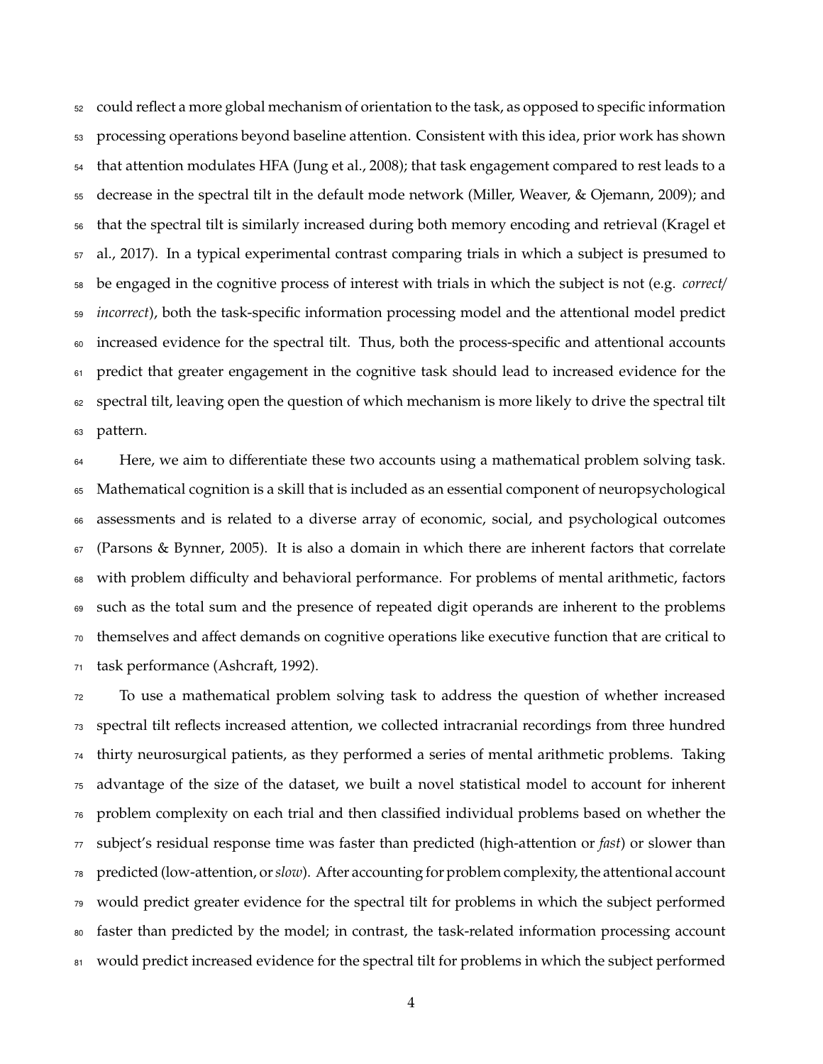could reflect a more global mechanism of orientation to the task, as opposed to specific information processing operations beyond baseline attention. Consistent with this idea, prior work has shown that attention modulates HFA (Jung et al., 2008); that task engagement compared to rest leads to a decrease in the spectral tilt in the default mode network (Miller, Weaver, & Ojemann, 2009); and that the spectral tilt is similarly increased during both memory encoding and retrieval (Kragel et al., 2017). In a typical experimental contrast comparing trials in which a subject is presumed to be engaged in the cognitive process of interest with trials in which the subject is not (e.g. *correct/ incorrect*), both the task-specific information processing model and the attentional model predict increased evidence for the spectral tilt. Thus, both the process-specific and attentional accounts predict that greater engagement in the cognitive task should lead to increased evidence for the spectral tilt, leaving open the question of which mechanism is more likely to drive the spectral tilt pattern.

Here, we aim to differentiate these two accounts using a mathematical problem solving task. Mathematical cognition is a skill that is included as an essential component of neuropsychological assessments and is related to a diverse array of economic, social, and psychological outcomes (Parsons & Bynner, 2005). It is also a domain in which there are inherent factors that correlate with problem difficulty and behavioral performance. For problems of mental arithmetic, factors such as the total sum and the presence of repeated digit operands are inherent to the problems themselves and affect demands on cognitive operations like executive function that are critical to task performance (Ashcraft, 1992).

To use a mathematical problem solving task to address the question of whether increased spectral tilt reflects increased attention, we collected intracranial recordings from three hundred thirty neurosurgical patients, as they performed a series of mental arithmetic problems. Taking advantage of the size of the dataset, we built a novel statistical model to account for inherent problem complexity on each trial and then classified individual problems based on whether the subject's residual response time was faster than predicted (high-attention or *fast*) or slower than predicted (low-attention, or *slow*). After accounting for problem complexity, the attentional account would predict greater evidence for the spectral tilt for problems in which the subject performed faster than predicted by the model; in contrast, the task-related information processing account would predict increased evidence for the spectral tilt for problems in which the subject performed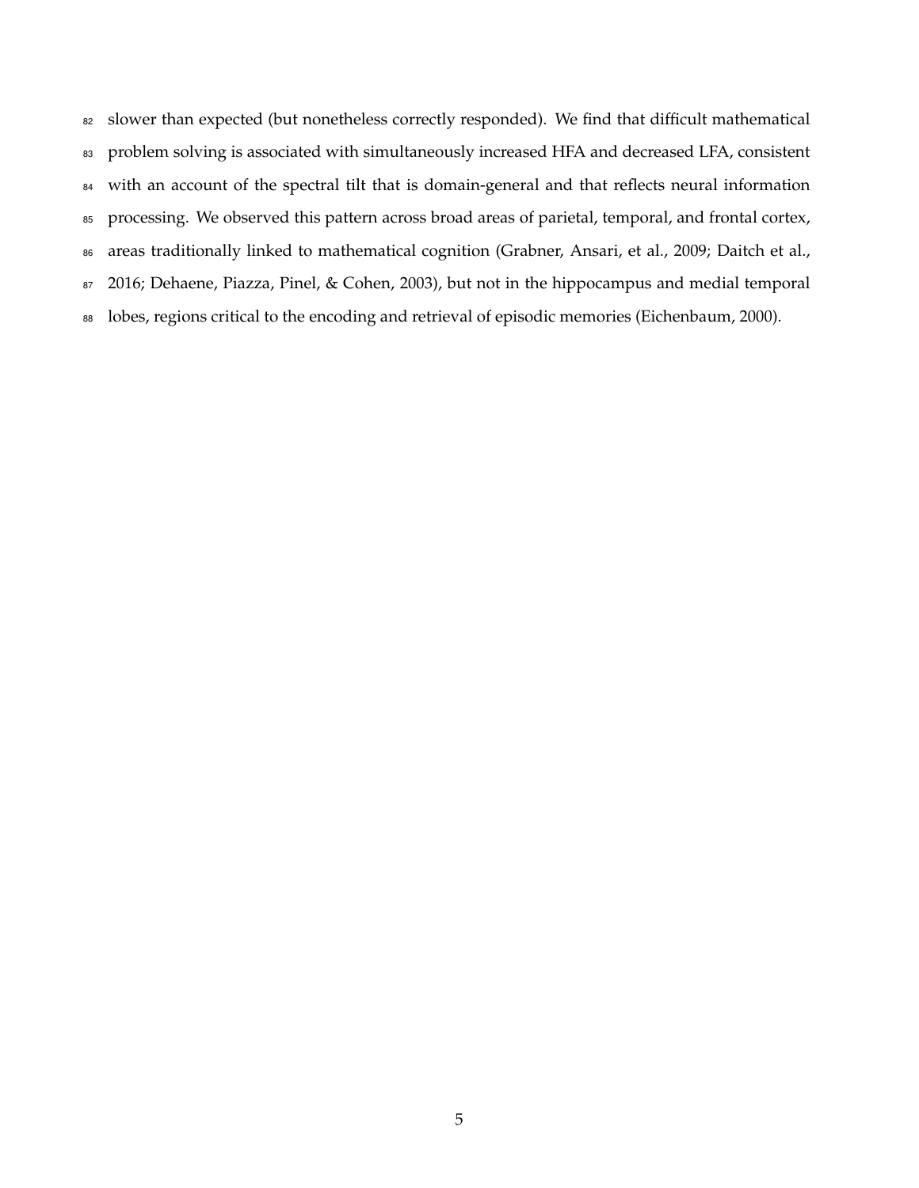slower than expected (but nonetheless correctly responded). We find that difficult mathematical problem solving is associated with simultaneously increased HFA and decreased LFA, consistent with an account of the spectral tilt that is domain-general and that reflects neural information processing. We observed this pattern across broad areas of parietal, temporal, and frontal cortex, areas traditionally linked to mathematical cognition (Grabner, Ansari, et al., 2009; Daitch et al., 2016; Dehaene, Piazza, Pinel, & Cohen, 2003), but not in the hippocampus and medial temporal lobes, regions critical to the encoding and retrieval of episodic memories (Eichenbaum, 2000).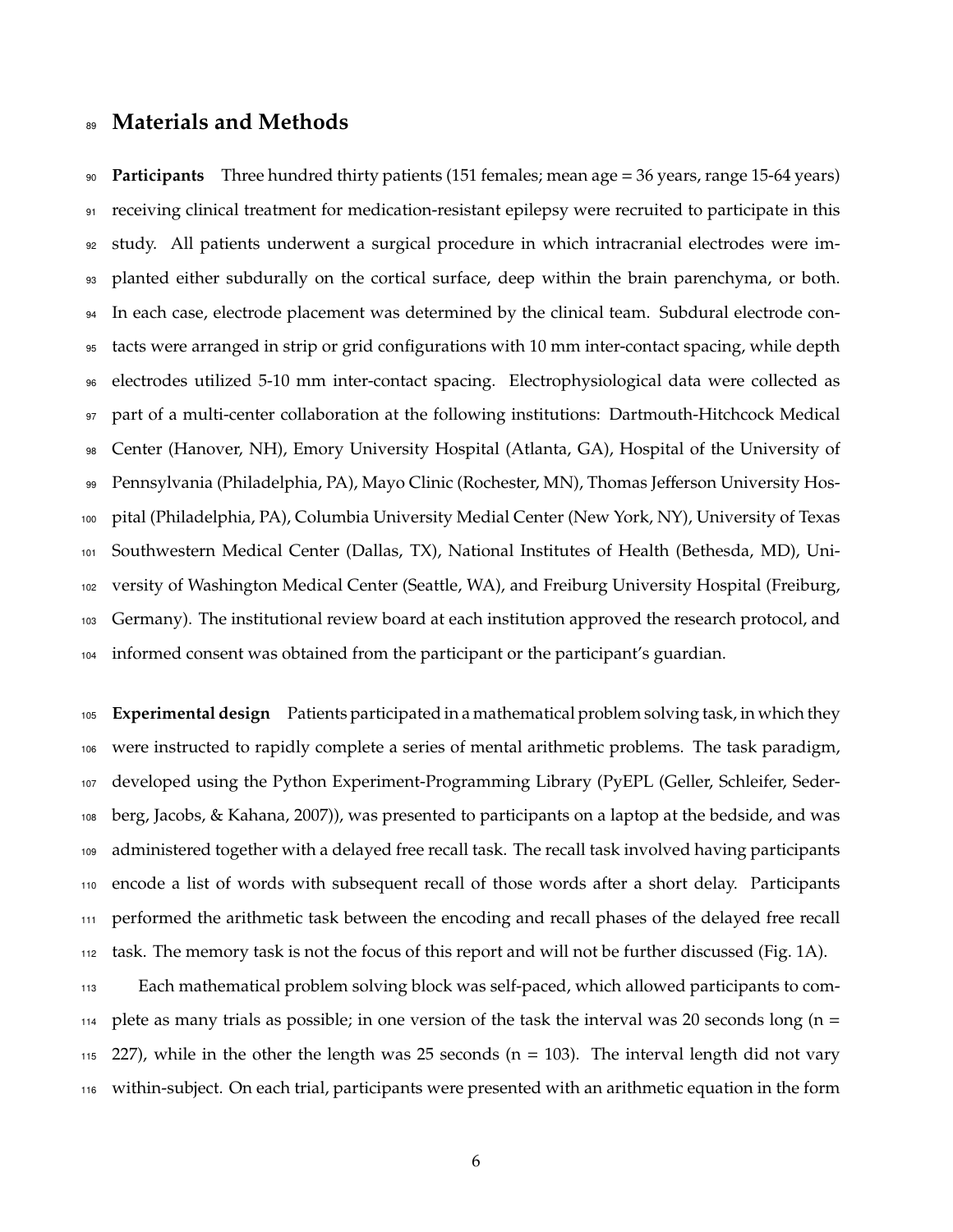# Materials and Methods

**Participants** Three hundred thirty patients (151 females; mean age = 36 years, range 15-64 years) receiving clinical treatment for medication-resistant epilepsy were recruited to participate in this study. All patients underwent a surgical procedure in which intracranial electrodes were implanted either subdurally on the cortical surface, deep within the brain parenchyma, or both. In each case, electrode placement was determined by the clinical team. Subdural electrode contacts were arranged in strip or grid configurations with 10 mm inter-contact spacing, while depth electrodes utilized 5-10 mm inter-contact spacing. Electrophysiological data were collected as part of a multi-center collaboration at the following institutions: Dartmouth-Hitchcock Medical Center (Hanover, NH), Emory University Hospital (Atlanta, GA), Hospital of the University of Pennsylvania (Philadelphia, PA), Mayo Clinic (Rochester, MN), Thomas Jefferson University Hospital (Philadelphia, PA), Columbia University Medial Center (New York, NY), University of Texas Southwestern Medical Center (Dallas, TX), National Institutes of Health (Bethesda, MD), University of Washington Medical Center (Seattle, WA), and Freiburg University Hospital (Freiburg, Germany). The institutional review board at each institution approved the research protocol, and informed consent was obtained from the participant or the participant's guardian.

**Experimental design** Patients participated in a mathematical problem solving task, in which they were instructed to rapidly complete a series of mental arithmetic problems. The task paradigm, developed using the Python Experiment-Programming Library (PyEPL (Geller, Schleifer, Sederberg, Jacobs, & Kahana, 2007)), was presented to participants on a laptop at the bedside, and was administered together with a delayed free recall task. The recall task involved having participants encode a list of words with subsequent recall of those words after a short delay. Participants performed the arithmetic task between the encoding and recall phases of the delayed free recall task. The memory task is not the focus of this report and will not be further discussed (Fig. 1A).

Each mathematical problem solving block was self-paced, which allowed participants to complete as many trials as possible; in one version of the task the interval was 20 seconds long (n = 227), while in the other the length was 25 seconds (n = 103). The interval length did not vary within-subject. On each trial, participants were presented with an arithmetic equation in the form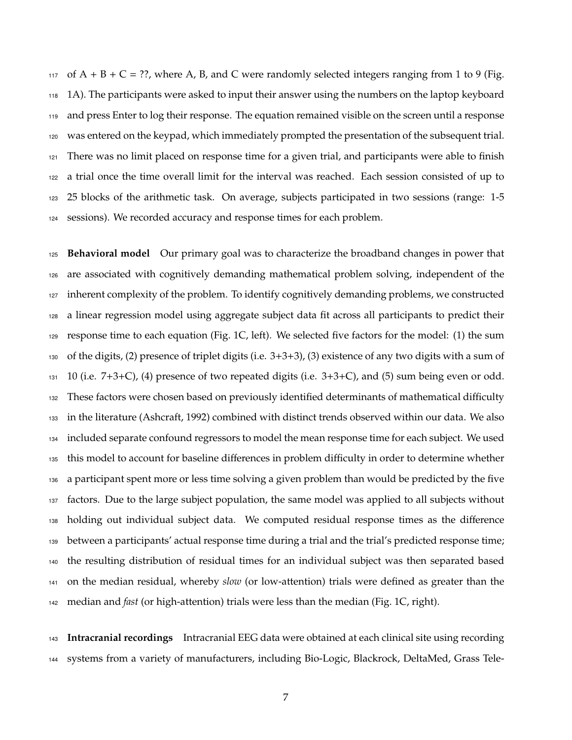of A + B + C = ??, where A, B, and C were randomly selected integers ranging from 1 to 9 (Fig. 1A). The participants were asked to input their answer using the numbers on the laptop keyboard and press Enter to log their response. The equation remained visible on the screen until a response was entered on the keypad, which immediately prompted the presentation of the subsequent trial. There was no limit placed on response time for a given trial, and participants were able to finish a trial once the time overall limit for the interval was reached. Each session consisted of up to 25 blocks of the arithmetic task. On average, subjects participated in two sessions (range: 1-5 sessions). We recorded accuracy and response times for each problem.

**Behavioral model** Our primary goal was to characterize the broadband changes in power that are associated with cognitively demanding mathematical problem solving, independent of the inherent complexity of the problem. To identify cognitively demanding problems, we constructed a linear regression model using aggregate subject data fit across all participants to predict their response time to each equation (Fig. 1C, left). We selected five factors for the model: (1) the sum of the digits, (2) presence of triplet digits (i.e. 3+3+3), (3) existence of any two digits with a sum of 10 (i.e. 7+3+C), (4) presence of two repeated digits (i.e. 3+3+C), and (5) sum being even or odd. These factors were chosen based on previously identified determinants of mathematical difficulty in the literature (Ashcraft, 1992) combined with distinct trends observed within our data. We also included separate confound regressors to model the mean response time for each subject. We used this model to account for baseline differences in problem difficulty in order to determine whether a participant spent more or less time solving a given problem than would be predicted by the five factors. Due to the large subject population, the same model was applied to all subjects without holding out individual subject data. We computed residual response times as the difference between a participants' actual response time during a trial and the trial's predicted response time; the resulting distribution of residual times for an individual subject was then separated based on the median residual, whereby *slow* (or low-attention) trials were defined as greater than the median and *fast* (or high-attention) trials were less than the median (Fig. 1C, right).

**Intracranial recordings** Intracranial EEG data were obtained at each clinical site using recording systems from a variety of manufacturers, including Bio-Logic, Blackrock, DeltaMed, Grass Tele-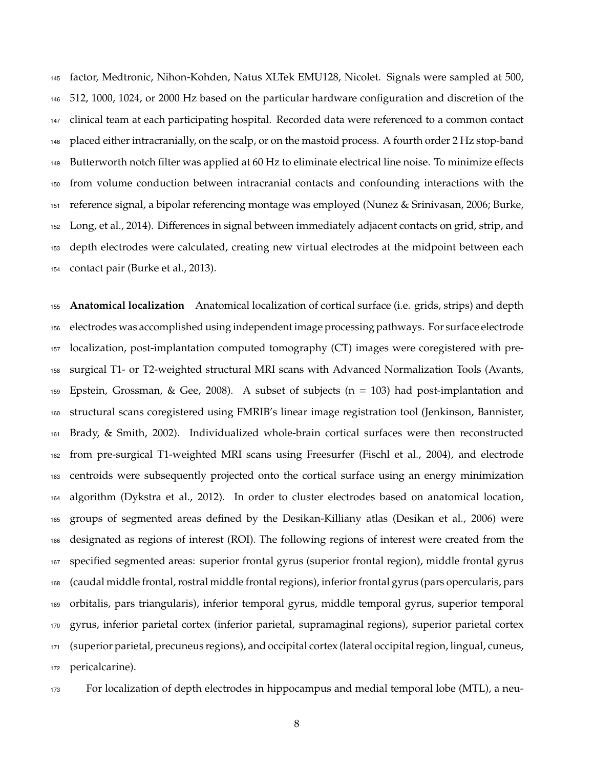factor, Medtronic, Nihon-Kohden, Natus XLTek EMU128, Nicolet. Signals were sampled at 500, 512, 1000, 1024, or 2000 Hz based on the particular hardware configuration and discretion of the clinical team at each participating hospital. Recorded data were referenced to a common contact placed either intracranially, on the scalp, or on the mastoid process. A fourth order 2 Hz stop-band Butterworth notch filter was applied at 60 Hz to eliminate electrical line noise. To minimize effects from volume conduction between intracranial contacts and confounding interactions with the reference signal, a bipolar referencing montage was employed (Nunez & Srinivasan, 2006; Burke, Long, et al., 2014). Differences in signal between immediately adjacent contacts on grid, strip, and depth electrodes were calculated, creating new virtual electrodes at the midpoint between each contact pair (Burke et al., 2013).

**Anatomical localization** Anatomical localization of cortical surface (i.e. grids, strips) and depth electrodes was accomplished using independent image processing pathways. For surface electrode localization, post-implantation computed tomography (CT) images were coregistered with pre-surgical T1- or T2-weighted structural MRI scans with Advanced Normalization Tools (Avants, Epstein, Grossman, & Gee, 2008). A subset of subjects (n = 103) had post-implantation and structural scans coregistered using FMRIB's linear image registration tool (Jenkinson, Bannister, Brady, & Smith, 2002). Individualized whole-brain cortical surfaces were then reconstructed from pre-surgical T1-weighted MRI scans using Freesurfer (Fischl et al., 2004), and electrode centroids were subsequently projected onto the cortical surface using an energy minimization algorithm (Dykstra et al., 2012). In order to cluster electrodes based on anatomical location, groups of segmented areas defined by the Desikan-Killiany atlas (Desikan et al., 2006) were designated as regions of interest (ROI). The following regions of interest were created from the specified segmented areas: superior frontal gyrus (superior frontal region), middle frontal gyrus (caudal middle frontal, rostral middle frontal regions), inferior frontal gyrus (pars opercularis, pars orbitalis, pars triangularis), inferior temporal gyrus, middle temporal gyrus, superior temporal gyrus, inferior parietal cortex (inferior parietal, supramaginal regions), superior parietal cortex (superior parietal, precuneus regions), and occipital cortex (lateral occipital region, lingual, cuneus, pericalcarine).

For localization of depth electrodes in hippocampus and medial temporal lobe (MTL), a neu-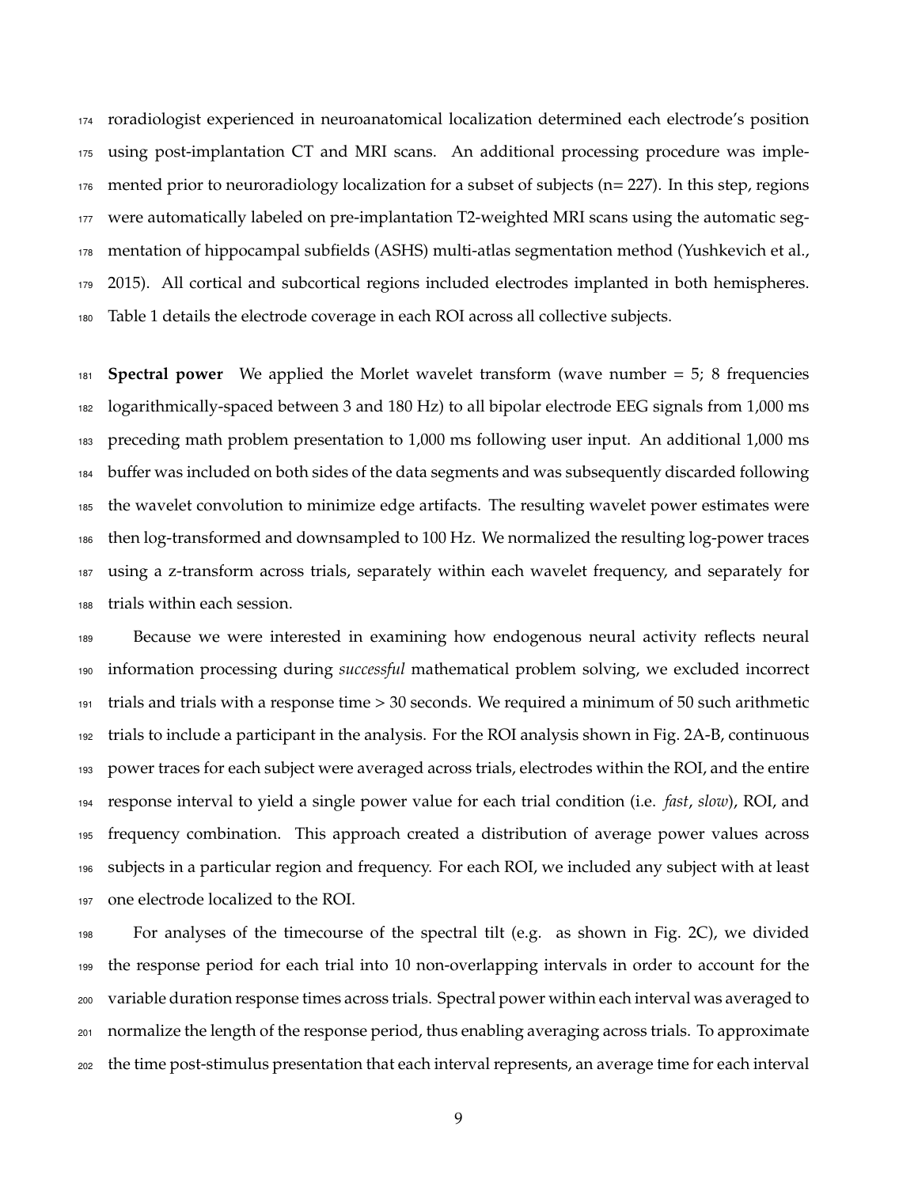roradiologist experienced in neuroanatomical localization determined each electrode's position using post-implantation CT and MRI scans. An additional processing procedure was implemented prior to neuroradiology localization for a subset of subjects (n= 227). In this step, regions were automatically labeled on pre-implantation T2-weighted MRI scans using the automatic segmentation of hippocampal subfields (ASHS) multi-atlas segmentation method (Yushkevich et al., 2015). All cortical and subcortical regions included electrodes implanted in both hemispheres. Table 1 details the electrode coverage in each ROI across all collective subjects.

**Spectral power** We applied the Morlet wavelet transform (wave number = 5; 8 frequencies logarithmically-spaced between 3 and 180 Hz) to all bipolar electrode EEG signals from 1,000 ms preceding math problem presentation to 1,000 ms following user input. An additional 1,000 ms buffer was included on both sides of the data segments and was subsequently discarded following the wavelet convolution to minimize edge artifacts. The resulting wavelet power estimates were then log-transformed and downsampled to 100 Hz. We normalized the resulting log-power traces using a z-transform across trials, separately within each wavelet frequency, and separately for trials within each session.

Because we were interested in examining how endogenous neural activity reflects neural information processing during *successful* mathematical problem solving, we excluded incorrect trials and trials with a response time > 30 seconds. We required a minimum of 50 such arithmetic trials to include a participant in the analysis. For the ROI analysis shown in Fig. 2A-B, continuous power traces for each subject were averaged across trials, electrodes within the ROI, and the entire response interval to yield a single power value for each trial condition (i.e. *fast*, *slow*), ROI, and frequency combination. This approach created a distribution of average power values across subjects in a particular region and frequency. For each ROI, we included any subject with at least one electrode localized to the ROI.

For analyses of the timecourse of the spectral tilt (e.g. as shown in Fig. 2C), we divided the response period for each trial into 10 non-overlapping intervals in order to account for the variable duration response times across trials. Spectral power within each interval was averaged to normalize the length of the response period, thus enabling averaging across trials. To approximate the time post-stimulus presentation that each interval represents, an average time for each interval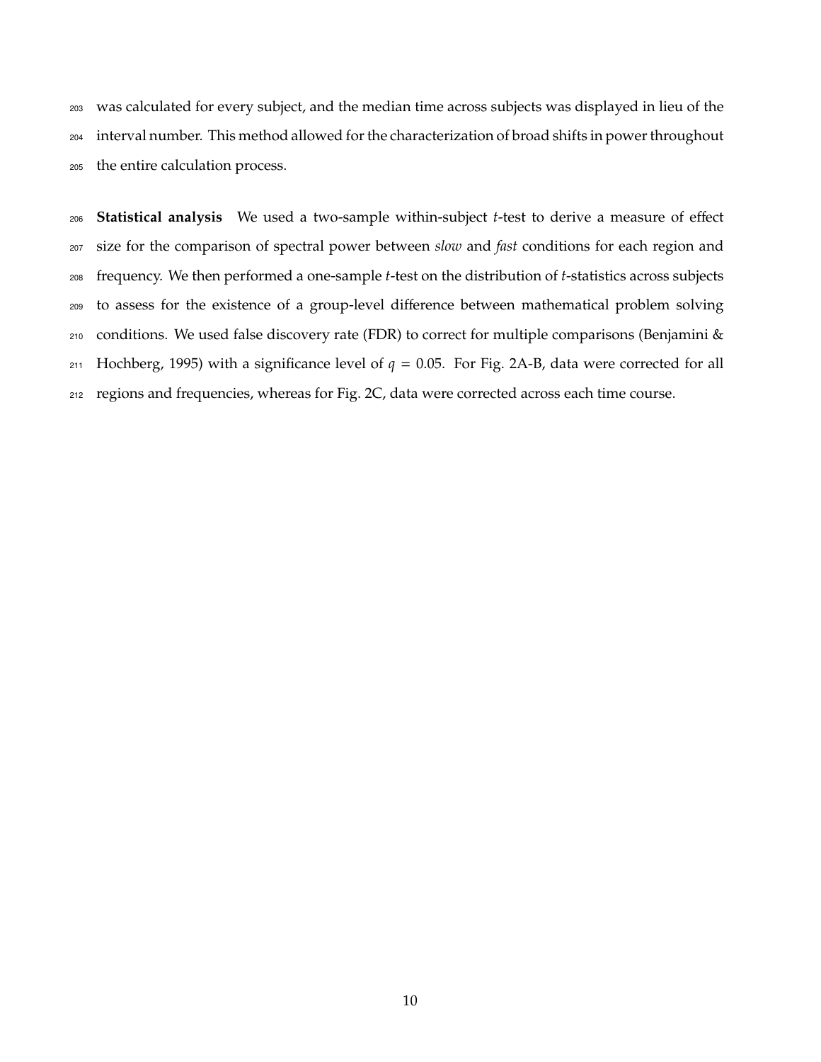was calculated for every subject, and the median time across subjects was displayed in lieu of the interval number. This method allowed for the characterization of broad shifts in power throughout the entire calculation process.

**Statistical analysis** We used a two-sample within-subject *t*-test to derive a measure of effect size for the comparison of spectral power between *slow* and *fast* conditions for each region and frequency. We then performed a one-sample *t*-test on the distribution of *t*-statistics across subjects to assess for the existence of a group-level difference between mathematical problem solving conditions. We used false discovery rate (FDR) to correct for multiple comparisons (Benjamini & Hochberg, 1995) with a significance level of $q = 0.05$. For Fig. 2A-B, data were corrected for all regions and frequencies, whereas for Fig. 2C, data were corrected across each time course.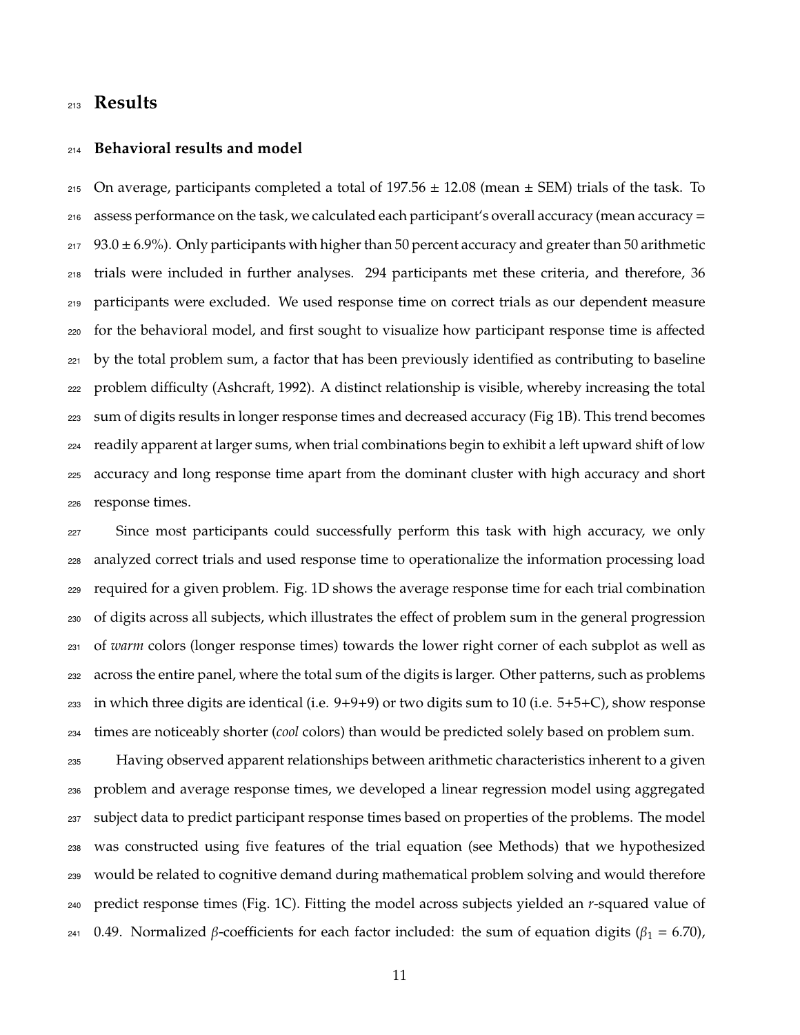# Results

## Behavioral results and model

On average, participants completed a total of 197.56 ± 12.08 (mean ± SEM) trials of the task. To assess performance on the task, we calculated each participant's overall accuracy (mean accuracy = 93.0 ± 6.9%). Only participants with higher than 50 percent accuracy and greater than 50 arithmetic trials were included in further analyses. 294 participants met these criteria, and therefore, 36 participants were excluded. We used response time on correct trials as our dependent measure for the behavioral model, and first sought to visualize how participant response time is affected by the total problem sum, a factor that has been previously identified as contributing to baseline problem difficulty (Ashcraft, 1992). A distinct relationship is visible, whereby increasing the total sum of digits results in longer response times and decreased accuracy (Fig 1B). This trend becomes readily apparent at larger sums, when trial combinations begin to exhibit a left upward shift of low accuracy and long response time apart from the dominant cluster with high accuracy and short response times.

Since most participants could successfully perform this task with high accuracy, we only analyzed correct trials and used response time to operationalize the information processing load required for a given problem. Fig. 1D shows the average response time for each trial combination of digits across all subjects, which illustrates the effect of problem sum in the general progression of *warm* colors (longer response times) towards the lower right corner of each subplot as well as across the entire panel, where the total sum of the digits is larger. Other patterns, such as problems in which three digits are identical (i.e. 9+9+9) or two digits sum to 10 (i.e. 5+5+C), show response times are noticeably shorter (*cool* colors) than would be predicted solely based on problem sum.

Having observed apparent relationships between arithmetic characteristics inherent to a given problem and average response times, we developed a linear regression model using aggregated subject data to predict participant response times based on properties of the problems. The model was constructed using five features of the trial equation (see Methods) that we hypothesized would be related to cognitive demand during mathematical problem solving and would therefore predict response times (Fig. 1C). Fitting the model across subjects yielded an $r$-squared value of 0.49. Normalized $\beta$-coefficients for each factor included: the sum of equation digits ($\beta_1$ = 6.70),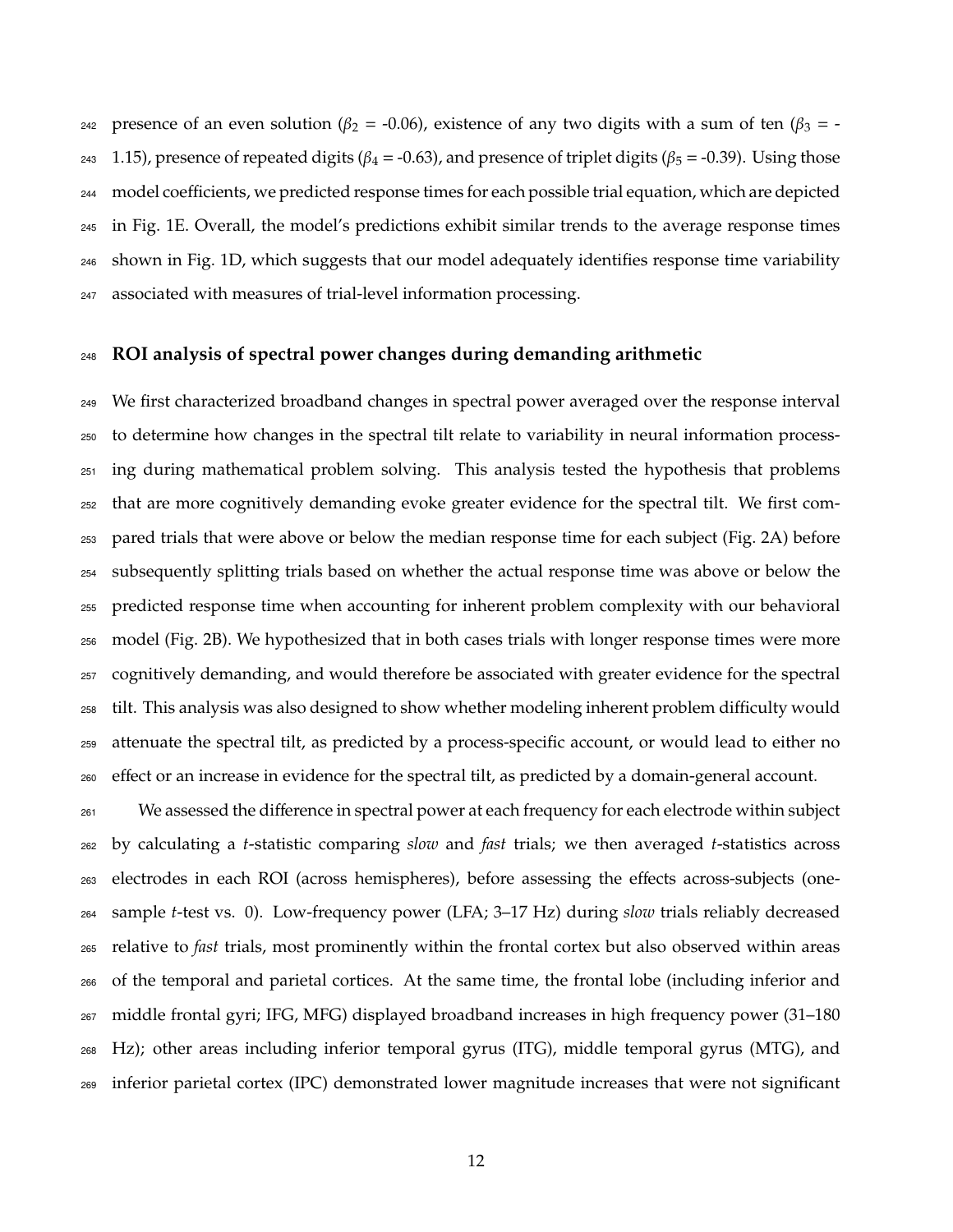presence of an even solution ($\beta_2$ = -0.06), existence of any two digits with a sum of ten ($\beta_3$ = -1.15), presence of repeated digits ($\beta_4$ = -0.63), and presence of triplet digits ($\beta_5$ = -0.39). Using those model coefficients, we predicted response times for each possible trial equation, which are depicted in Fig. 1E. Overall, the model's predictions exhibit similar trends to the average response times shown in Fig. 1D, which suggests that our model adequately identifies response time variability associated with measures of trial-level information processing.

## ROI analysis of spectral power changes during demanding arithmetic

We first characterized broadband changes in spectral power averaged over the response interval to determine how changes in the spectral tilt relate to variability in neural information processing during mathematical problem solving. This analysis tested the hypothesis that problems that are more cognitively demanding evoke greater evidence for the spectral tilt. We first compared trials that were above or below the median response time for each subject (Fig. 2A) before subsequently splitting trials based on whether the actual response time was above or below the predicted response time when accounting for inherent problem complexity with our behavioral model (Fig. 2B). We hypothesized that in both cases trials with longer response times were more cognitively demanding, and would therefore be associated with greater evidence for the spectral tilt. This analysis was also designed to show whether modeling inherent problem difficulty would attenuate the spectral tilt, as predicted by a process-specific account, or would lead to either no effect or an increase in evidence for the spectral tilt, as predicted by a domain-general account.

We assessed the difference in spectral power at each frequency for each electrode within subject by calculating a *t*-statistic comparing *slow* and *fast* trials; we then averaged *t*-statistics across electrodes in each ROI (across hemispheres), before assessing the effects across-subjects (one-sample *t*-test vs. 0). Low-frequency power (LFA; 3–17 Hz) during *slow* trials reliably decreased relative to *fast* trials, most prominently within the frontal cortex but also observed within areas of the temporal and parietal cortices. At the same time, the frontal lobe (including inferior and middle frontal gyri; IFG, MFG) displayed broadband increases in high frequency power (31–180 Hz); other areas including inferior temporal gyrus (ITG), middle temporal gyrus (MTG), and inferior parietal cortex (IPC) demonstrated lower magnitude increases that were not significant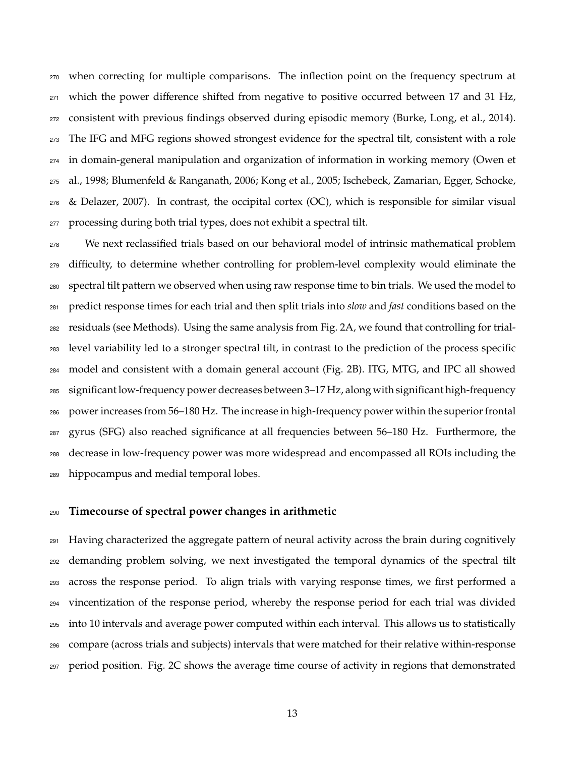when correcting for multiple comparisons. The inflection point on the frequency spectrum at which the power difference shifted from negative to positive occurred between 17 and 31 Hz, consistent with previous findings observed during episodic memory (Burke, Long, et al., 2014). The IFG and MFG regions showed strongest evidence for the spectral tilt, consistent with a role in domain-general manipulation and organization of information in working memory (Owen et al., 1998; Blumenfeld & Ranganath, 2006; Kong et al., 2005; Ischebeck, Zamarian, Egger, Schocke, & Delazer, 2007). In contrast, the occipital cortex (OC), which is responsible for similar visual processing during both trial types, does not exhibit a spectral tilt.

We next reclassified trials based on our behavioral model of intrinsic mathematical problem difficulty, to determine whether controlling for problem-level complexity would eliminate the spectral tilt pattern we observed when using raw response time to bin trials. We used the model to predict response times for each trial and then split trials into *slow* and *fast* conditions based on the residuals (see Methods). Using the same analysis from Fig. 2A, we found that controlling for trial-level variability led to a stronger spectral tilt, in contrast to the prediction of the process specific model and consistent with a domain general account (Fig. 2B). ITG, MTG, and IPC all showed significant low-frequency power decreases between 3–17 Hz, along with significant high-frequency power increases from 56–180 Hz. The increase in high-frequency power within the superior frontal gyrus (SFG) also reached significance at all frequencies between 56–180 Hz. Furthermore, the decrease in low-frequency power was more widespread and encompassed all ROIs including the hippocampus and medial temporal lobes.

## Timecourse of spectral power changes in arithmetic

Having characterized the aggregate pattern of neural activity across the brain during cognitively demanding problem solving, we next investigated the temporal dynamics of the spectral tilt across the response period. To align trials with varying response times, we first performed a vincentization of the response period, whereby the response period for each trial was divided into 10 intervals and average power computed within each interval. This allows us to statistically compare (across trials and subjects) intervals that were matched for their relative within-response period position. Fig. 2C shows the average time course of activity in regions that demonstrated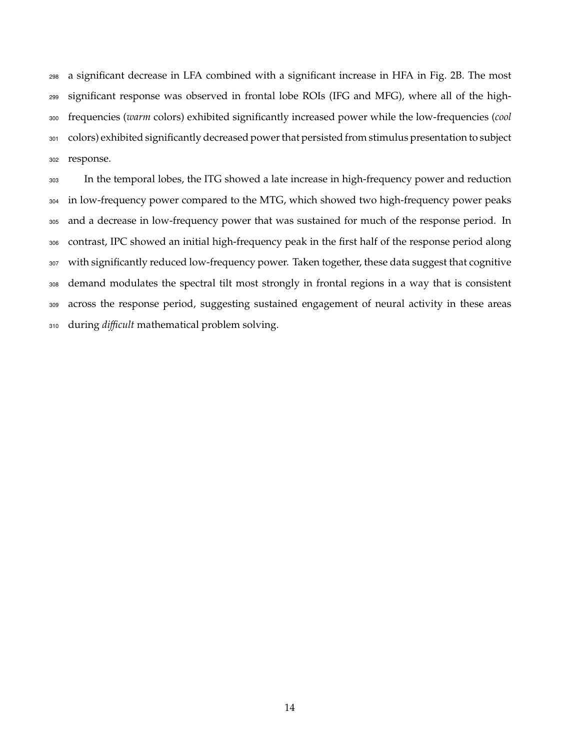a significant decrease in LFA combined with a significant increase in HFA in Fig. 2B. The most significant response was observed in frontal lobe ROIs (IFG and MFG), where all of the high-frequencies (*warm* colors) exhibited significantly increased power while the low-frequencies (*cool* colors) exhibited significantly decreased power that persisted from stimulus presentation to subject response.

In the temporal lobes, the ITG showed a late increase in high-frequency power and reduction in low-frequency power compared to the MTG, which showed two high-frequency power peaks and a decrease in low-frequency power that was sustained for much of the response period. In contrast, IPC showed an initial high-frequency peak in the first half of the response period along with significantly reduced low-frequency power. Taken together, these data suggest that cognitive demand modulates the spectral tilt most strongly in frontal regions in a way that is consistent across the response period, suggesting sustained engagement of neural activity in these areas during *difficult* mathematical problem solving.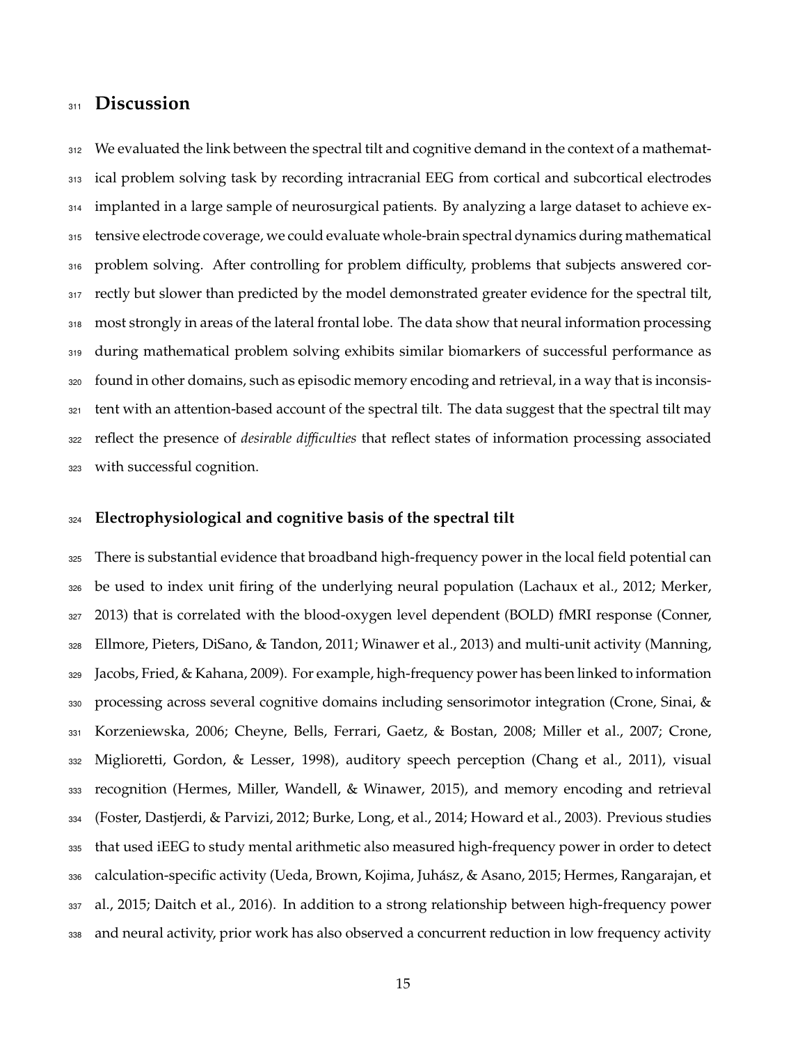# Discussion

We evaluated the link between the spectral tilt and cognitive demand in the context of a mathematical problem solving task by recording intracranial EEG from cortical and subcortical electrodes implanted in a large sample of neurosurgical patients. By analyzing a large dataset to achieve extensive electrode coverage, we could evaluate whole-brain spectral dynamics during mathematical problem solving. After controlling for problem difficulty, problems that subjects answered correctly but slower than predicted by the model demonstrated greater evidence for the spectral tilt, most strongly in areas of the lateral frontal lobe. The data show that neural information processing during mathematical problem solving exhibits similar biomarkers of successful performance as found in other domains, such as episodic memory encoding and retrieval, in a way that is inconsistent with an attention-based account of the spectral tilt. The data suggest that the spectral tilt may reflect the presence of *desirable difficulties* that reflect states of information processing associated with successful cognition.

## Electrophysiological and cognitive basis of the spectral tilt

There is substantial evidence that broadband high-frequency power in the local field potential can be used to index unit firing of the underlying neural population (Lachaux et al., 2012; Merker, 2013) that is correlated with the blood-oxygen level dependent (BOLD) fMRI response (Conner, Ellmore, Pieters, DiSano, & Tandon, 2011; Winawer et al., 2013) and multi-unit activity (Manning, Jacobs, Fried, & Kahana, 2009). For example, high-frequency power has been linked to information processing across several cognitive domains including sensorimotor integration (Crone, Sinai, & Korzeniewska, 2006; Cheyne, Bells, Ferrari, Gaetz, & Bostan, 2008; Miller et al., 2007; Crone, Miglioretti, Gordon, & Lesser, 1998), auditory speech perception (Chang et al., 2011), visual recognition (Hermes, Miller, Wandell, & Winawer, 2015), and memory encoding and retrieval (Foster, Dastjerdi, & Parvizi, 2012; Burke, Long, et al., 2014; Howard et al., 2003). Previous studies that used iEEG to study mental arithmetic also measured high-frequency power in order to detect calculation-specific activity (Ueda, Brown, Kojima, Juhász, & Asano, 2015; Hermes, Rangarajan, et al., 2015; Daitch et al., 2016). In addition to a strong relationship between high-frequency power and neural activity, prior work has also observed a concurrent reduction in low frequency activity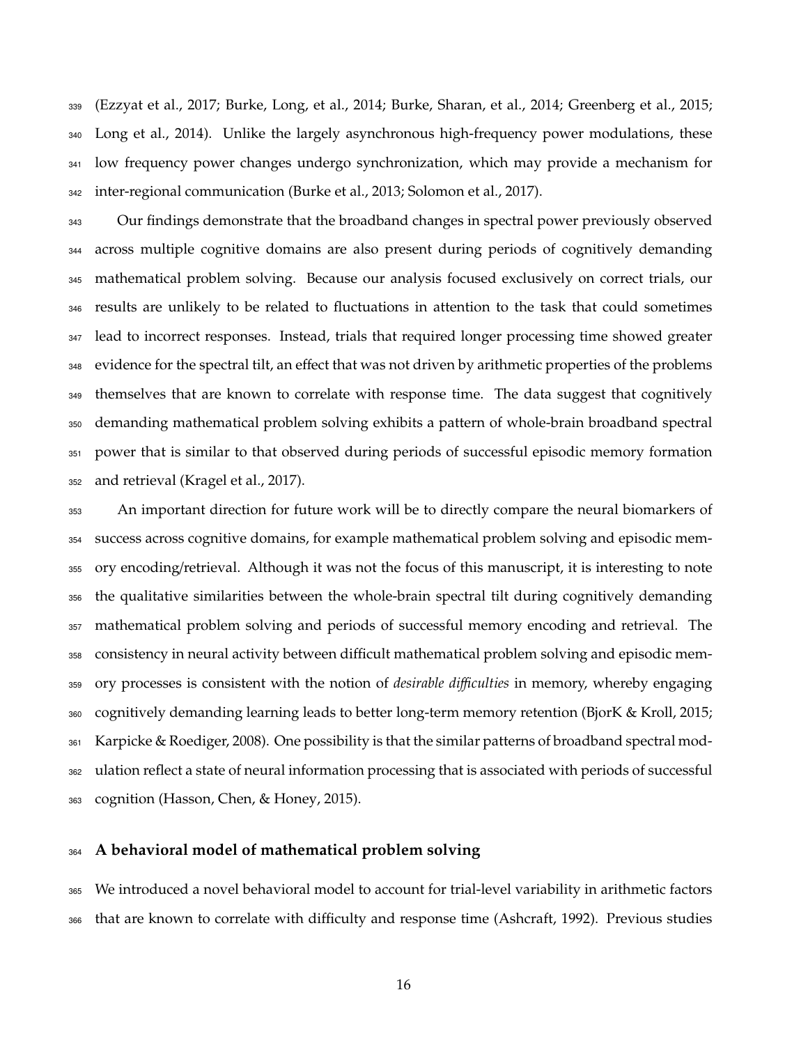(Ezzyat et al., 2017; Burke, Long, et al., 2014; Burke, Sharan, et al., 2014; Greenberg et al., 2015; Long et al., 2014). Unlike the largely asynchronous high-frequency power modulations, these low frequency power changes undergo synchronization, which may provide a mechanism for inter-regional communication (Burke et al., 2013; Solomon et al., 2017).

Our findings demonstrate that the broadband changes in spectral power previously observed across multiple cognitive domains are also present during periods of cognitively demanding mathematical problem solving. Because our analysis focused exclusively on correct trials, our results are unlikely to be related to fluctuations in attention to the task that could sometimes lead to incorrect responses. Instead, trials that required longer processing time showed greater evidence for the spectral tilt, an effect that was not driven by arithmetic properties of the problems themselves that are known to correlate with response time. The data suggest that cognitively demanding mathematical problem solving exhibits a pattern of whole-brain broadband spectral power that is similar to that observed during periods of successful episodic memory formation and retrieval (Kragel et al., 2017).

An important direction for future work will be to directly compare the neural biomarkers of success across cognitive domains, for example mathematical problem solving and episodic memory encoding/retrieval. Although it was not the focus of this manuscript, it is interesting to note the qualitative similarities between the whole-brain spectral tilt during cognitively demanding mathematical problem solving and periods of successful memory encoding and retrieval. The consistency in neural activity between difficult mathematical problem solving and episodic memory processes is consistent with the notion of *desirable difficulties* in memory, whereby engaging cognitively demanding learning leads to better long-term memory retention (BjorK & Kroll, 2015; Karpicke & Roediger, 2008). One possibility is that the similar patterns of broadband spectral modulation reflect a state of neural information processing that is associated with periods of successful cognition (Hasson, Chen, & Honey, 2015).

## A behavioral model of mathematical problem solving

We introduced a novel behavioral model to account for trial-level variability in arithmetic factors that are known to correlate with difficulty and response time (Ashcraft, 1992). Previous studies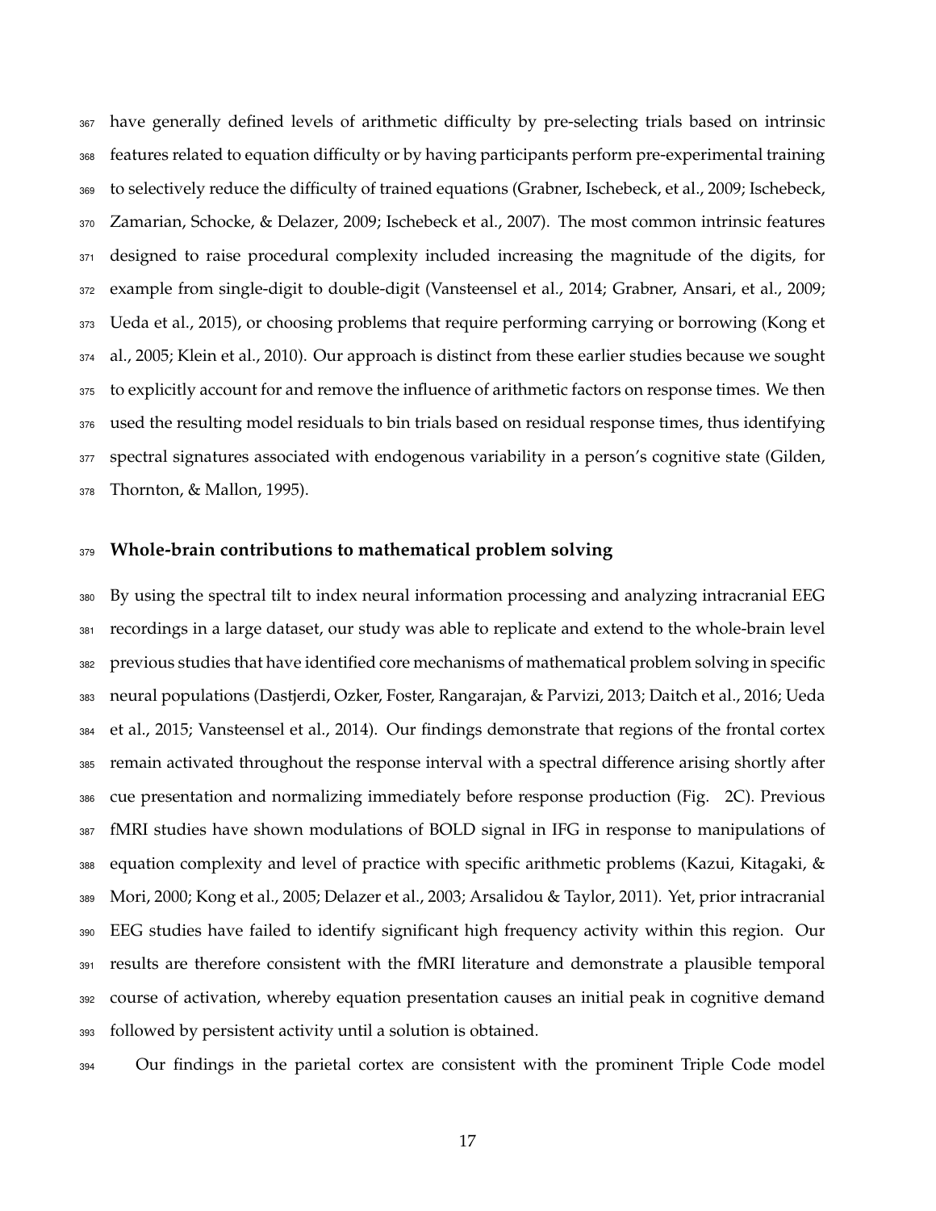have generally defined levels of arithmetic difficulty by pre-selecting trials based on intrinsic features related to equation difficulty or by having participants perform pre-experimental training to selectively reduce the difficulty of trained equations (Grabner, Ischebeck, et al., 2009; Ischebeck, Zamarian, Schocke, & Delazer, 2009; Ischebeck et al., 2007). The most common intrinsic features designed to raise procedural complexity included increasing the magnitude of the digits, for example from single-digit to double-digit (Vansteensel et al., 2014; Grabner, Ansari, et al., 2009; Ueda et al., 2015), or choosing problems that require performing carrying or borrowing (Kong et al., 2005; Klein et al., 2010). Our approach is distinct from these earlier studies because we sought to explicitly account for and remove the influence of arithmetic factors on response times. We then used the resulting model residuals to bin trials based on residual response times, thus identifying spectral signatures associated with endogenous variability in a person's cognitive state (Gilden, Thornton, & Mallon, 1995).

## Whole-brain contributions to mathematical problem solving

By using the spectral tilt to index neural information processing and analyzing intracranial EEG recordings in a large dataset, our study was able to replicate and extend to the whole-brain level previous studies that have identified core mechanisms of mathematical problem solving in specific neural populations (Dastjerdi, Ozker, Foster, Rangarajan, & Parvizi, 2013; Daitch et al., 2016; Ueda et al., 2015; Vansteensel et al., 2014). Our findings demonstrate that regions of the frontal cortex remain activated throughout the response interval with a spectral difference arising shortly after cue presentation and normalizing immediately before response production (Fig. 2C). Previous fMRI studies have shown modulations of BOLD signal in IFG in response to manipulations of equation complexity and level of practice with specific arithmetic problems (Kazui, Kitagaki, & Mori, 2000; Kong et al., 2005; Delazer et al., 2003; Arsalidou & Taylor, 2011). Yet, prior intracranial EEG studies have failed to identify significant high frequency activity within this region. Our results are therefore consistent with the fMRI literature and demonstrate a plausible temporal course of activation, whereby equation presentation causes an initial peak in cognitive demand followed by persistent activity until a solution is obtained.

Our findings in the parietal cortex are consistent with the prominent Triple Code model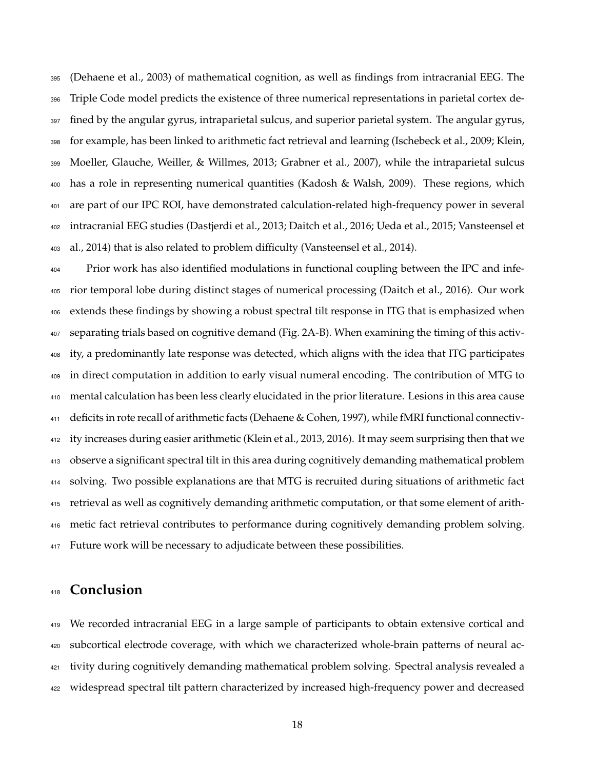(Dehaene et al., 2003) of mathematical cognition, as well as findings from intracranial EEG. The Triple Code model predicts the existence of three numerical representations in parietal cortex defined by the angular gyrus, intraparietal sulcus, and superior parietal system. The angular gyrus, for example, has been linked to arithmetic fact retrieval and learning (Ischebeck et al., 2009; Klein, Moeller, Glauche, Weiller, & Willmes, 2013; Grabner et al., 2007), while the intraparietal sulcus has a role in representing numerical quantities (Kadosh & Walsh, 2009). These regions, which are part of our IPC ROI, have demonstrated calculation-related high-frequency power in several intracranial EEG studies (Dastjerdi et al., 2013; Daitch et al., 2016; Ueda et al., 2015; Vansteensel et al., 2014) that is also related to problem difficulty (Vansteensel et al., 2014).

Prior work has also identified modulations in functional coupling between the IPC and inferior temporal lobe during distinct stages of numerical processing (Daitch et al., 2016). Our work extends these findings by showing a robust spectral tilt response in ITG that is emphasized when separating trials based on cognitive demand (Fig. 2A-B). When examining the timing of this activity, a predominantly late response was detected, which aligns with the idea that ITG participates in direct computation in addition to early visual numeral encoding. The contribution of MTG to mental calculation has been less clearly elucidated in the prior literature. Lesions in this area cause deficits in rote recall of arithmetic facts (Dehaene & Cohen, 1997), while fMRI functional connectivity increases during easier arithmetic (Klein et al., 2013, 2016). It may seem surprising then that we observe a significant spectral tilt in this area during cognitively demanding mathematical problem solving. Two possible explanations are that MTG is recruited during situations of arithmetic fact retrieval as well as cognitively demanding arithmetic computation, or that some element of arithmetic fact retrieval contributes to performance during cognitively demanding problem solving. Future work will be necessary to adjudicate between these possibilities.

# Conclusion

We recorded intracranial EEG in a large sample of participants to obtain extensive cortical and subcortical electrode coverage, with which we characterized whole-brain patterns of neural activity during cognitively demanding mathematical problem solving. Spectral analysis revealed a widespread spectral tilt pattern characterized by increased high-frequency power and decreased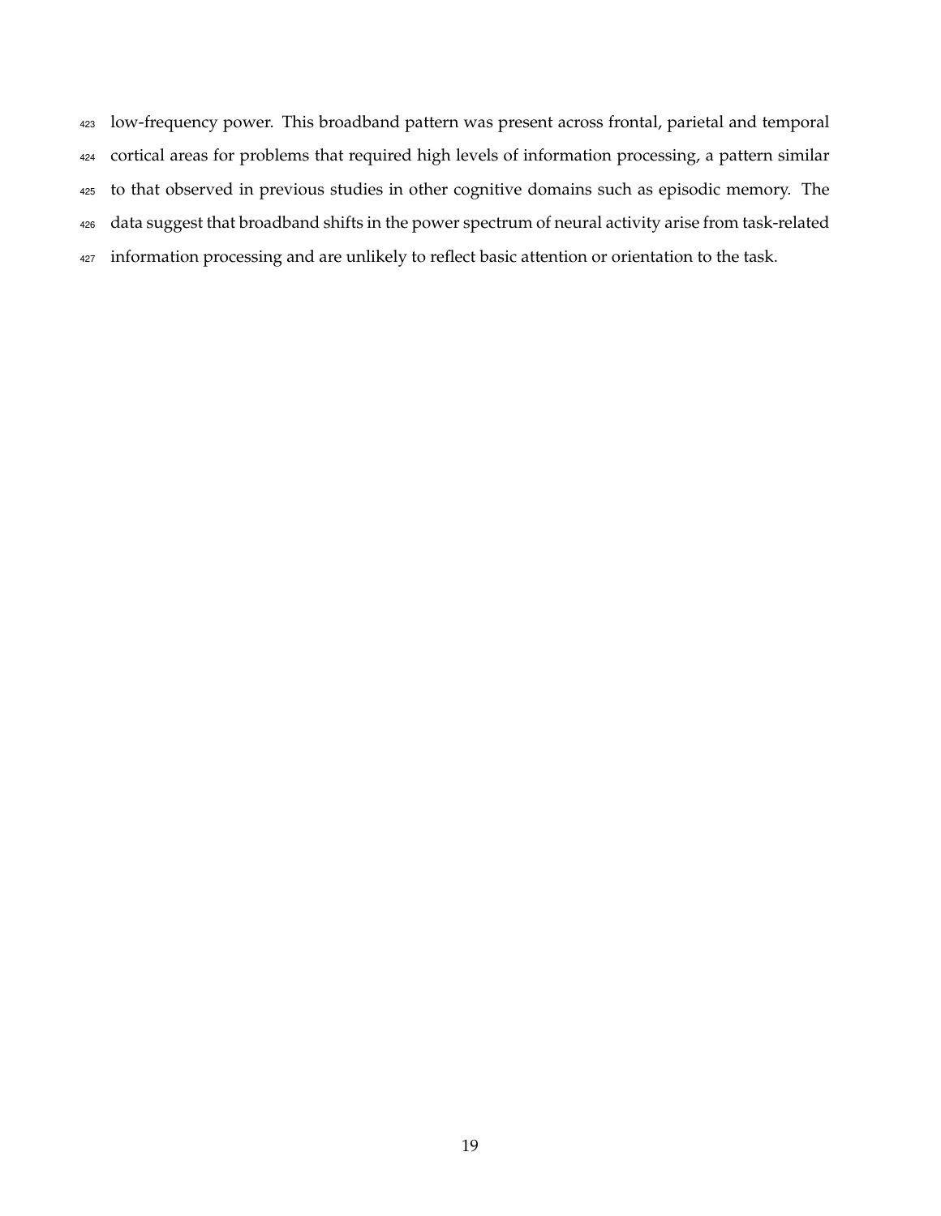low-frequency power. This broadband pattern was present across frontal, parietal and temporal cortical areas for problems that required high levels of information processing, a pattern similar to that observed in previous studies in other cognitive domains such as episodic memory. The data suggest that broadband shifts in the power spectrum of neural activity arise from task-related information processing and are unlikely to reflect basic attention or orientation to the task.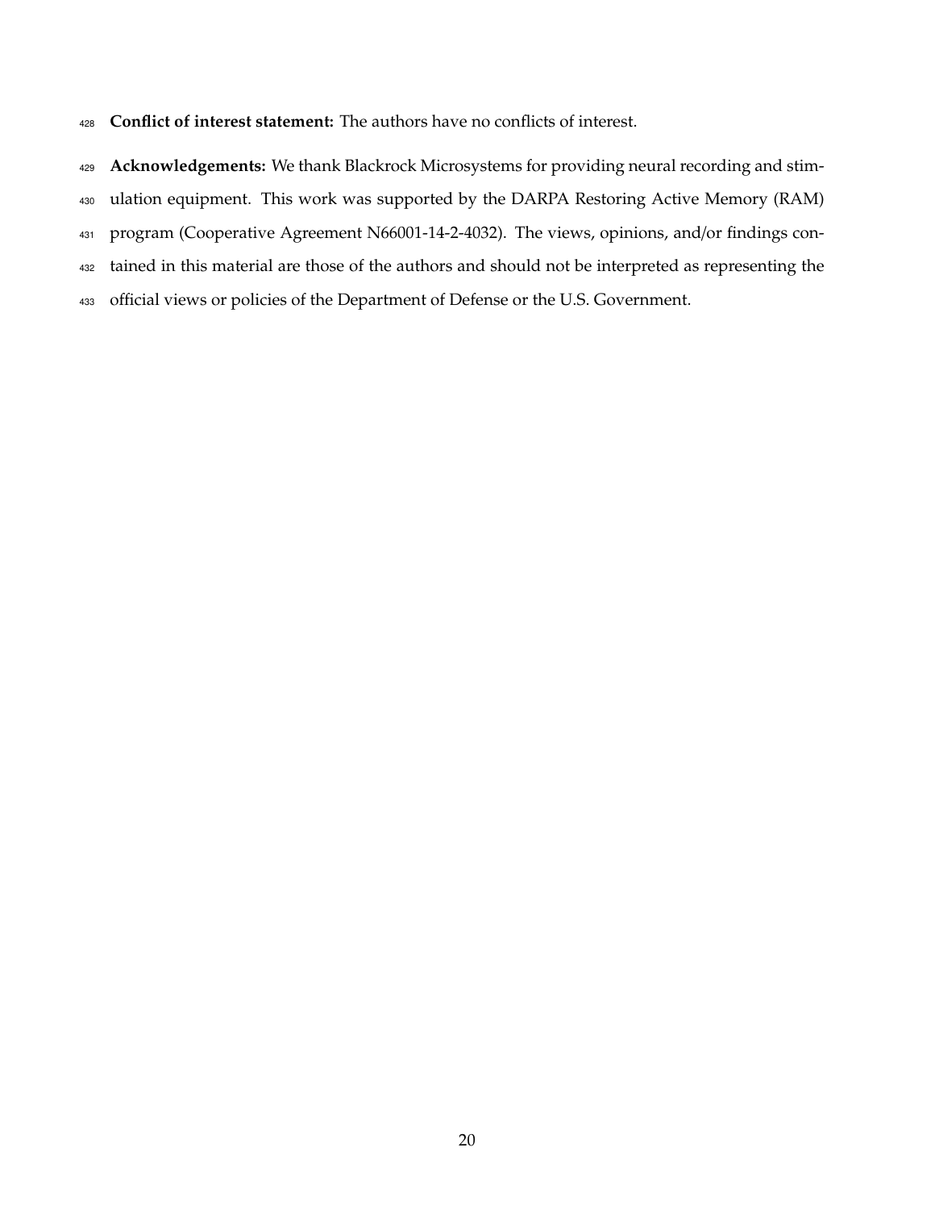**Conflict of interest statement:** The authors have no conflicts of interest.

**Acknowledgements:** We thank Blackrock Microsystems for providing neural recording and stimulation equipment. This work was supported by the DARPA Restoring Active Memory (RAM) program (Cooperative Agreement N66001-14-2-4032). The views, opinions, and/or findings contained in this material are those of the authors and should not be interpreted as representing the official views or policies of the Department of Defense or the U.S. Government.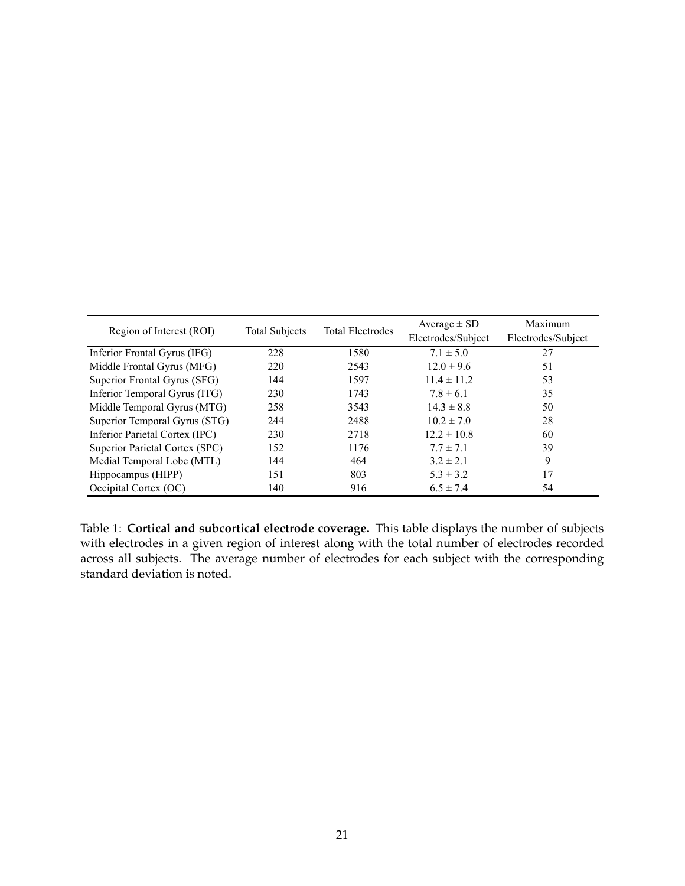| Region of Interest (ROI) | Total Subjects | Total Electrodes | Average ± SD Electrodes/Subject | Maximum Electrodes/Subject |
|---|---|---|---|---|
| Inferior Frontal Gyrus (IFG) | 228 | 1580 | 7.1 ± 5.0 | 27 |
| Middle Frontal Gyrus (MFG) | 220 | 2543 | 12.0 ± 9.6 | 51 |
| Superior Frontal Gyrus (SFG) | 144 | 1597 | 11.4 ± 11.2 | 53 |
| Inferior Temporal Gyrus (ITG) | 230 | 1743 | 7.8 ± 6.1 | 35 |
| Middle Temporal Gyrus (MTG) | 258 | 3543 | 14.3 ± 8.8 | 50 |
| Superior Temporal Gyrus (STG) | 244 | 2488 | 10.2 ± 7.0 | 28 |
| Inferior Parietal Cortex (IPC) | 230 | 2718 | 12.2 ± 10.8 | 60 |
| Superior Parietal Cortex (SPC) | 152 | 1176 | 7.7 ± 7.1 | 39 |
| Medial Temporal Lobe (MTL) | 144 | 464 | 3.2 ± 2.1 | 9 |
| Hippocampus (HIPP) | 151 | 803 | 5.3 ± 3.2 | 17 |
| Occipital Cortex (OC) | 140 | 916 | 6.5 ± 7.4 | 54 |

Table 1: **Cortical and subcortical electrode coverage.** This table displays the number of subjects with electrodes in a given region of interest along with the total number of electrodes recorded across all subjects. The average number of electrodes for each subject with the corresponding standard deviation is noted.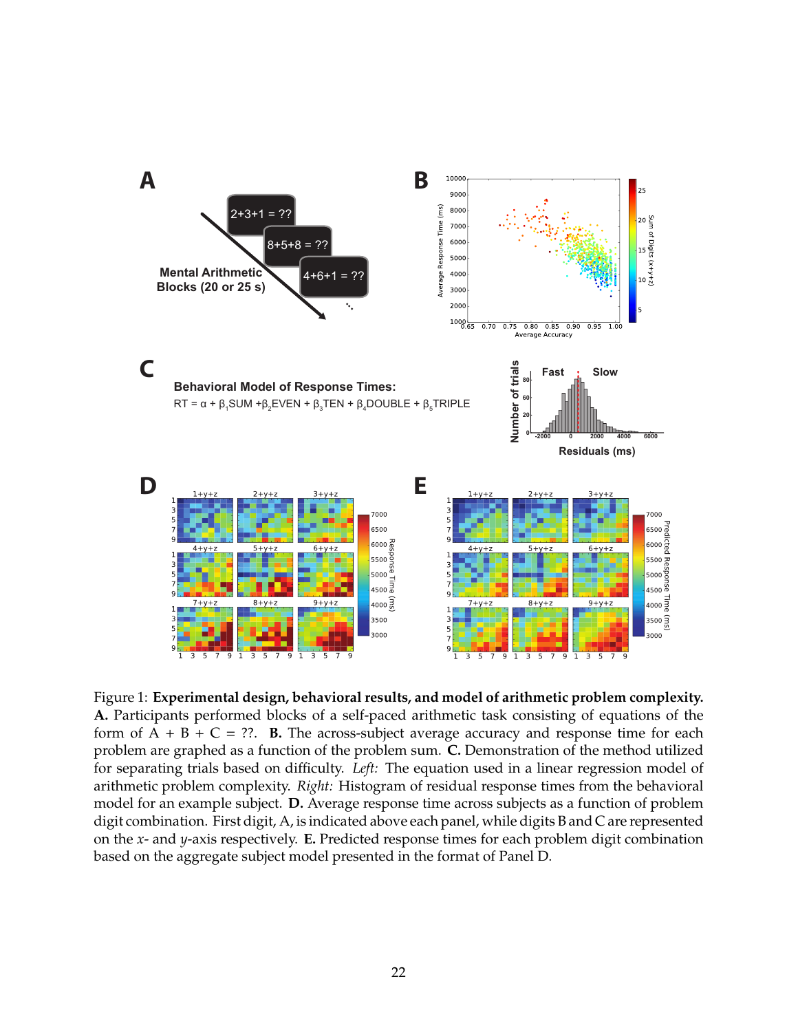Figure 1: **Experimental design, behavioral results, and model of arithmetic problem complexity. A.** Participants performed blocks of a self-paced arithmetic task consisting of equations of the form of A + B + C = ??. **B.** The across-subject average accuracy and response time for each problem are graphed as a function of the problem sum. **C.** Demonstration of the method utilized for separating trials based on difficulty. *Left:* The equation used in a linear regression model of arithmetic problem complexity. *Right:* Histogram of residual response times from the behavioral model for an example subject. **D.** Average response time across subjects as a function of problem digit combination. First digit, A, is indicated above each panel, while digits B and C are represented on the $x$- and $y$-axis respectively. **E.** Predicted response times for each problem digit combination based on the aggregate subject model presented in the format of Panel D.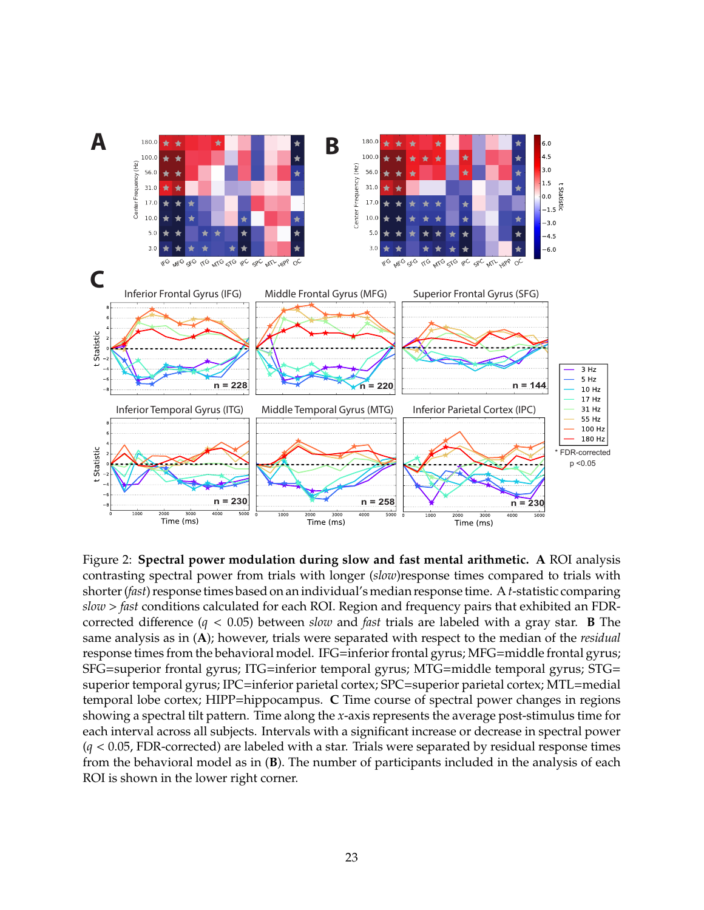Figure 2: **Spectral power modulation during slow and fast mental arithmetic.** **A** ROI analysis contrasting spectral power from trials with longer (*slow*)response times compared to trials with shorter (*fast*) response times based on an individual's median response time. A *t*-statistic comparing *slow* > *fast* conditions calculated for each ROI. Region and frequency pairs that exhibited an FDR-corrected difference ($q$ < 0.05) between *slow* and *fast* trials are labeled with a gray star. **B** The same analysis as in (**A**); however, trials were separated with respect to the median of the *residual* response times from the behavioral model. IFG=inferior frontal gyrus; MFG=middle frontal gyrus; SFG=superior frontal gyrus; ITG=inferior temporal gyrus; MTG=middle temporal gyrus; STG= superior temporal gyrus; IPC=inferior parietal cortex; SPC=superior parietal cortex; MTL=medial temporal lobe cortex; HIPP=hippocampus. **C** Time course of spectral power changes in regions showing a spectral tilt pattern. Time along the $x$-axis represents the average post-stimulus time for each interval across all subjects. Intervals with a significant increase or decrease in spectral power ($q$ < 0.05, FDR-corrected) are labeled with a star. Trials were separated by residual response times from the behavioral model as in (**B**). The number of participants included in the analysis of each ROI is shown in the lower right corner.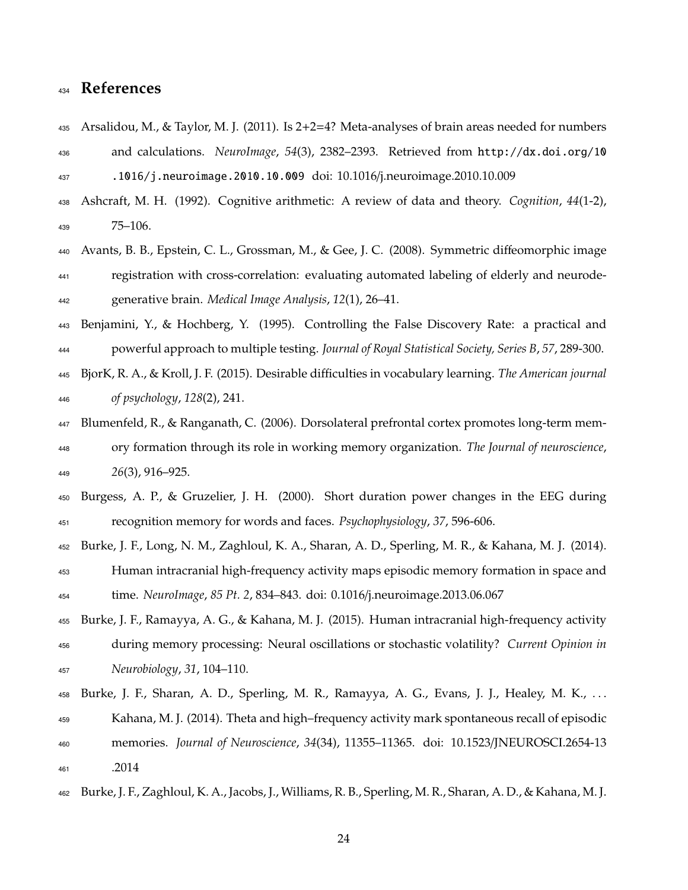# References

Arsalidou, M., & Taylor, M. J. (2011). Is 2+2=4? Meta-analyses of brain areas needed for numbers and calculations. *NeuroImage*, *54*(3), 2382–2393. Retrieved from http://dx.doi.org/10.1016/j.neuroimage.2010.10.009 doi: 10.1016/j.neuroimage.2010.10.009

Ashcraft, M. H. (1992). Cognitive arithmetic: A review of data and theory. *Cognition*, *44*(1-2), 75–106.

Avants, B. B., Epstein, C. L., Grossman, M., & Gee, J. C. (2008). Symmetric diffeomorphic image registration with cross-correlation: evaluating automated labeling of elderly and neurodegenerative brain. *Medical Image Analysis*, *12*(1), 26–41.

Benjamini, Y., & Hochberg, Y. (1995). Controlling the False Discovery Rate: a practical and powerful approach to multiple testing. *Journal of Royal Statistical Society, Series B*, *57*, 289-300.

BjorK, R. A., & Kroll, J. F. (2015). Desirable difficulties in vocabulary learning. *The American journal of psychology*, *128*(2), 241.

Blumenfeld, R., & Ranganath, C. (2006). Dorsolateral prefrontal cortex promotes long-term memory formation through its role in working memory organization. *The Journal of neuroscience*, *26*(3), 916–925.

Burgess, A. P., & Gruzelier, J. H. (2000). Short duration power changes in the EEG during recognition memory for words and faces. *Psychophysiology*, *37*, 596-606.

Burke, J. F., Long, N. M., Zaghloul, K. A., Sharan, A. D., Sperling, M. R., & Kahana, M. J. (2014). Human intracranial high-frequency activity maps episodic memory formation in space and time. *NeuroImage*, *85 Pt. 2*, 834–843. doi: 0.1016/j.neuroimage.2013.06.067

Burke, J. F., Ramayya, A. G., & Kahana, M. J. (2015). Human intracranial high-frequency activity during memory processing: Neural oscillations or stochastic volatility? *Current Opinion in Neurobiology*, *31*, 104–110.

Burke, J. F., Sharan, A. D., Sperling, M. R., Ramayya, A. G., Evans, J. J., Healey, M. K., ... Kahana, M. J. (2014). Theta and high–frequency activity mark spontaneous recall of episodic memories. *Journal of Neuroscience*, *34*(34), 11355–11365. doi: 10.1523/JNEUROSCI.2654-13.2014

Burke, J. F., Zaghloul, K. A., Jacobs, J., Williams, R. B., Sperling, M. R., Sharan, A. D., & Kahana, M. J.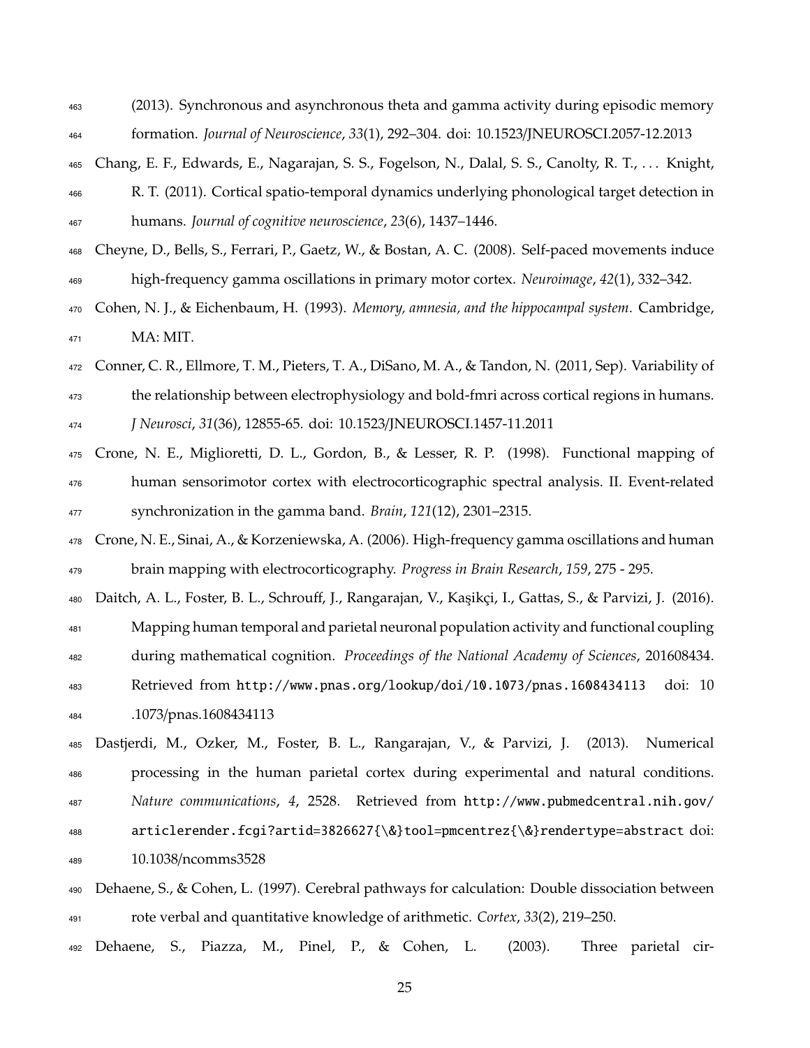(2013). Synchronous and asynchronous theta and gamma activity during episodic memory formation. *Journal of Neuroscience*, *33*(1), 292–304. doi: 10.1523/JNEUROSCI.2057-12.2013

Chang, E. F., Edwards, E., Nagarajan, S. S., Fogelson, N., Dalal, S. S., Canolty, R. T., . . . Knight, R. T. (2011). Cortical spatio-temporal dynamics underlying phonological target detection in humans. *Journal of cognitive neuroscience*, *23*(6), 1437–1446.

Cheyne, D., Bells, S., Ferrari, P., Gaetz, W., & Bostan, A. C. (2008). Self-paced movements induce high-frequency gamma oscillations in primary motor cortex. *Neuroimage*, *42*(1), 332–342.

Cohen, N. J., & Eichenbaum, H. (1993). *Memory, amnesia, and the hippocampal system*. Cambridge, MA: MIT.

Conner, C. R., Ellmore, T. M., Pieters, T. A., DiSano, M. A., & Tandon, N. (2011, Sep). Variability of the relationship between electrophysiology and bold-fmri across cortical regions in humans. *J Neurosci*, *31*(36), 12855-65. doi: 10.1523/JNEUROSCI.1457-11.2011

Crone, N. E., Miglioretti, D. L., Gordon, B., & Lesser, R. P. (1998). Functional mapping of human sensorimotor cortex with electrocorticographic spectral analysis. II. Event-related synchronization in the gamma band. *Brain*, *121*(12), 2301–2315.

Crone, N. E., Sinai, A., & Korzeniewska, A. (2006). High-frequency gamma oscillations and human brain mapping with electrocorticography. *Progress in Brain Research*, *159*, 275 - 295.

Daitch, A. L., Foster, B. L., Schrouff, J., Rangarajan, V., Kaşikçi, I., Gattas, S., & Parvizi, J. (2016). Mapping human temporal and parietal neuronal population activity and functional coupling during mathematical cognition. *Proceedings of the National Academy of Sciences*, 201608434. Retrieved from http://www.pnas.org/lookup/doi/10.1073/pnas.1608434113 doi: 10.1073/pnas.1608434113

Dastjerdi, M., Ozker, M., Foster, B. L., Rangarajan, V., & Parvizi, J. (2013). Numerical processing in the human parietal cortex during experimental and natural conditions. *Nature communications*, *4*, 2528. Retrieved from http://www.pubmedcentral.nih.gov/articlerender.fcgi?artid=3826627{\&}tool=pmcentrez{\&}rendertype=abstract doi: 10.1038/ncomms3528

Dehaene, S., & Cohen, L. (1997). Cerebral pathways for calculation: Double dissociation between rote verbal and quantitative knowledge of arithmetic. *Cortex*, *33*(2), 219–250.

Dehaene, S., Piazza, M., Pinel, P., & Cohen, L. (2003). Three parietal cir-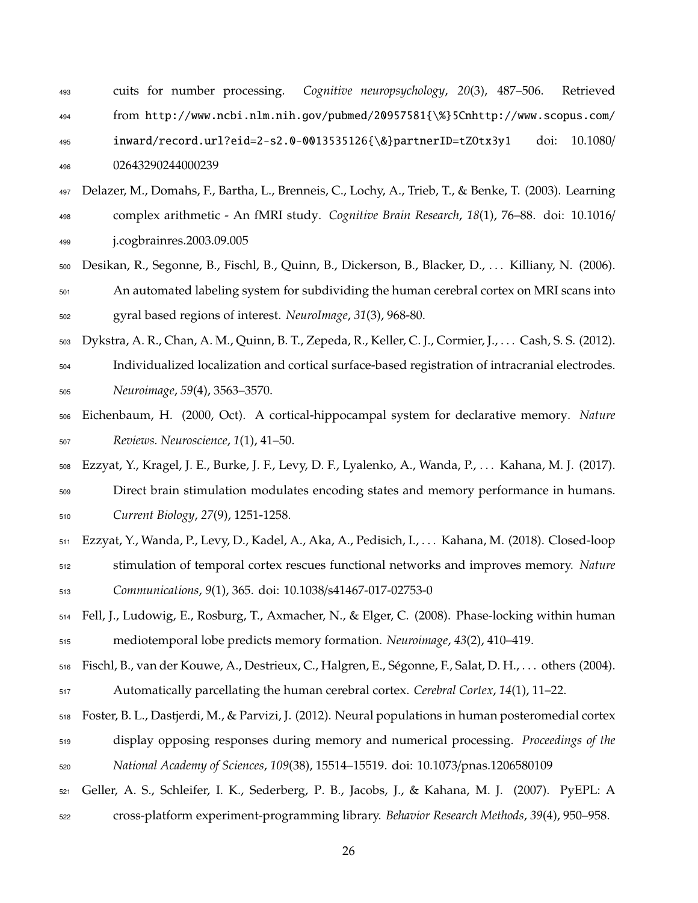cuits for number processing. *Cognitive neuropsychology*, *20*(3), 487–506. Retrieved from http://www.ncbi.nlm.nih.gov/pubmed/20957581{\%}5Cnhttp://www.scopus.com/inward/record.url?eid=2-s2.0-0013535126{\&}partnerID=tZOtx3y1 doi: 10.1080/02643290244000239

Delazer, M., Domahs, F., Bartha, L., Brenneis, C., Lochy, A., Trieb, T., & Benke, T. (2003). Learning complex arithmetic - An fMRI study. *Cognitive Brain Research*, *18*(1), 76–88. doi: 10.1016/j.cogbrainres.2003.09.005

Desikan, R., Segonne, B., Fischl, B., Quinn, B., Dickerson, B., Blacker, D., ... Killiany, N. (2006). An automated labeling system for subdividing the human cerebral cortex on MRI scans into gyral based regions of interest. *NeuroImage*, *31*(3), 968-80.

Dykstra, A. R., Chan, A. M., Quinn, B. T., Zepeda, R., Keller, C. J., Cormier, J., ... Cash, S. S. (2012). Individualized localization and cortical surface-based registration of intracranial electrodes. *Neuroimage*, *59*(4), 3563–3570.

Eichenbaum, H. (2000, Oct). A cortical-hippocampal system for declarative memory. *Nature Reviews. Neuroscience*, *1*(1), 41–50.

Ezzyat, Y., Kragel, J. E., Burke, J. F., Levy, D. F., Lyalenko, A., Wanda, P., ... Kahana, M. J. (2017). Direct brain stimulation modulates encoding states and memory performance in humans. *Current Biology*, *27*(9), 1251-1258.

Ezzyat, Y., Wanda, P., Levy, D., Kadel, A., Aka, A., Pedisich, I., ... Kahana, M. (2018). Closed-loop stimulation of temporal cortex rescues functional networks and improves memory. *Nature Communications*, *9*(1), 365. doi: 10.1038/s41467-017-02753-0

Fell, J., Ludowig, E., Rosburg, T., Axmacher, N., & Elger, C. (2008). Phase-locking within human mediotemporal lobe predicts memory formation. *Neuroimage*, *43*(2), 410–419.

Fischl, B., van der Kouwe, A., Destrieux, C., Halgren, E., Ségonne, F., Salat, D. H., ... others (2004). Automatically parcellating the human cerebral cortex. *Cerebral Cortex*, *14*(1), 11–22.

Foster, B. L., Dastjerdi, M., & Parvizi, J. (2012). Neural populations in human posteromedial cortex display opposing responses during memory and numerical processing. *Proceedings of the National Academy of Sciences*, *109*(38), 15514–15519. doi: 10.1073/pnas.1206580109

Geller, A. S., Schleifer, I. K., Sederberg, P. B., Jacobs, J., & Kahana, M. J. (2007). PyEPL: A cross-platform experiment-programming library. *Behavior Research Methods*, *39*(4), 950–958.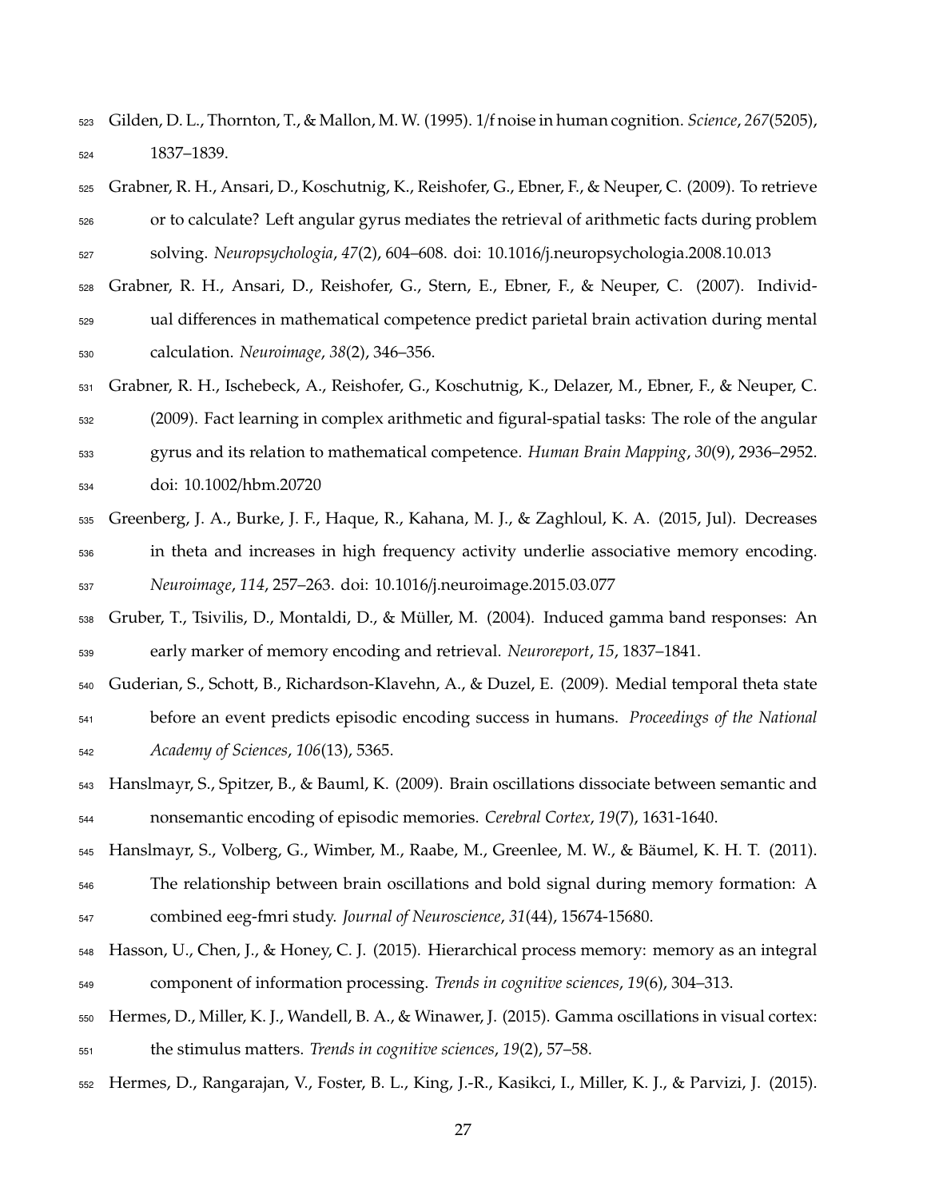Gilden, D. L., Thornton, T., & Mallon, M. W. (1995). 1/f noise in human cognition. *Science*, *267*(5205), 1837–1839.

Grabner, R. H., Ansari, D., Koschutnig, K., Reishofer, G., Ebner, F., & Neuper, C. (2009). To retrieve or to calculate? Left angular gyrus mediates the retrieval of arithmetic facts during problem solving. *Neuropsychologia*, *47*(2), 604–608. doi: 10.1016/j.neuropsychologia.2008.10.013

Grabner, R. H., Ansari, D., Reishofer, G., Stern, E., Ebner, F., & Neuper, C. (2007). Individual differences in mathematical competence predict parietal brain activation during mental calculation. *Neuroimage*, *38*(2), 346–356.

Grabner, R. H., Ischebeck, A., Reishofer, G., Koschutnig, K., Delazer, M., Ebner, F., & Neuper, C. (2009). Fact learning in complex arithmetic and figural-spatial tasks: The role of the angular gyrus and its relation to mathematical competence. *Human Brain Mapping*, *30*(9), 2936–2952. doi: 10.1002/hbm.20720

Greenberg, J. A., Burke, J. F., Haque, R., Kahana, M. J., & Zaghloul, K. A. (2015, Jul). Decreases in theta and increases in high frequency activity underlie associative memory encoding. *Neuroimage*, *114*, 257–263. doi: 10.1016/j.neuroimage.2015.03.077

Gruber, T., Tsivilis, D., Montaldi, D., & Müller, M. (2004). Induced gamma band responses: An early marker of memory encoding and retrieval. *Neuroreport*, *15*, 1837–1841.

Guderian, S., Schott, B., Richardson-Klavehn, A., & Duzel, E. (2009). Medial temporal theta state before an event predicts episodic encoding success in humans. *Proceedings of the National Academy of Sciences*, *106*(13), 5365.

Hanslmayr, S., Spitzer, B., & Bauml, K. (2009). Brain oscillations dissociate between semantic and nonsemantic encoding of episodic memories. *Cerebral Cortex*, *19*(7), 1631-1640.

Hanslmayr, S., Volberg, G., Wimber, M., Raabe, M., Greenlee, M. W., & Bäumel, K. H. T. (2011). The relationship between brain oscillations and bold signal during memory formation: A combined eeg-fmri study. *Journal of Neuroscience*, *31*(44), 15674-15680.

Hasson, U., Chen, J., & Honey, C. J. (2015). Hierarchical process memory: memory as an integral component of information processing. *Trends in cognitive sciences*, *19*(6), 304–313.

Hermes, D., Miller, K. J., Wandell, B. A., & Winawer, J. (2015). Gamma oscillations in visual cortex: the stimulus matters. *Trends in cognitive sciences*, *19*(2), 57–58.

Hermes, D., Rangarajan, V., Foster, B. L., King, J.-R., Kasikci, I., Miller, K. J., & Parvizi, J. (2015).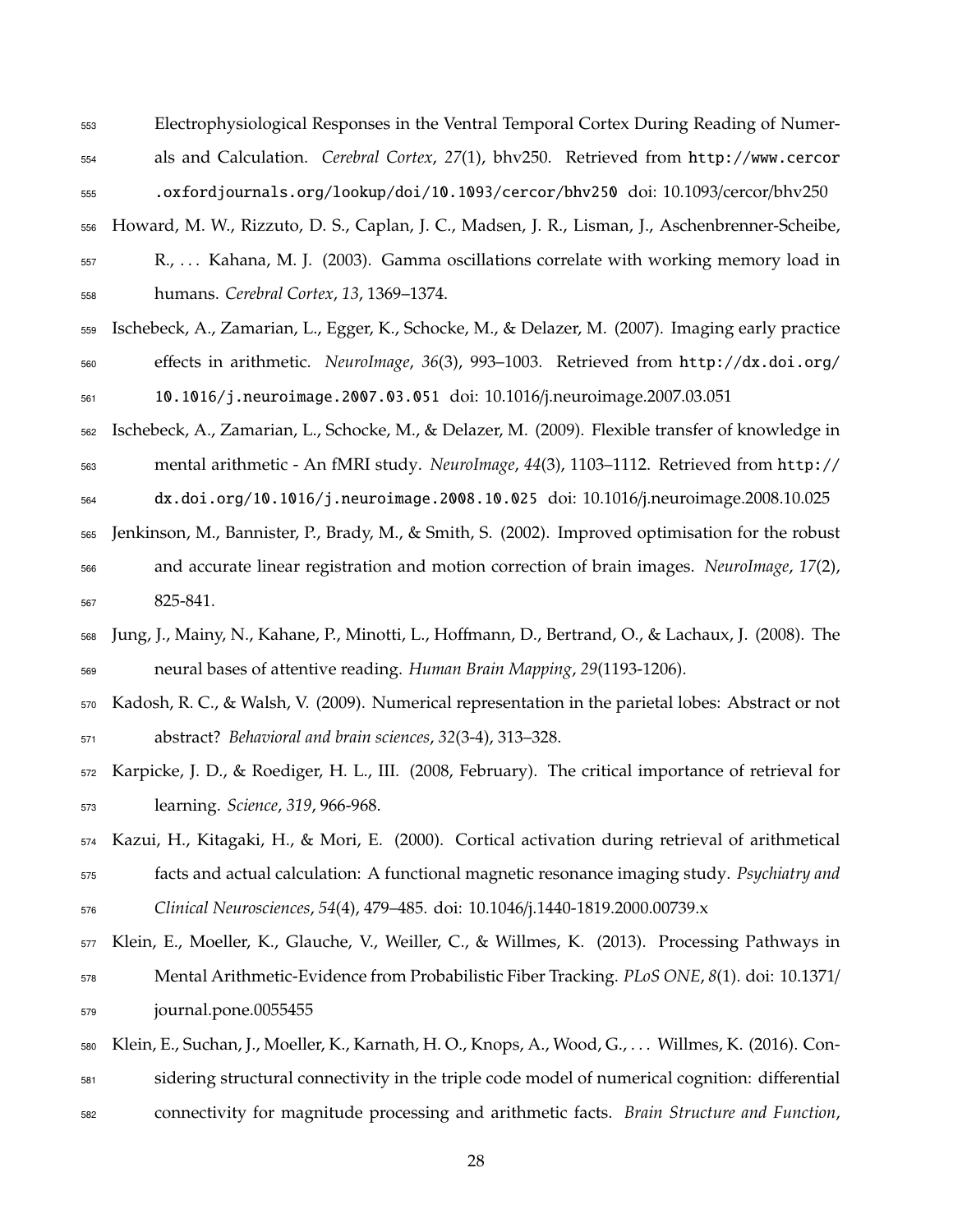Electrophysiological Responses in the Ventral Temporal Cortex During Reading of Numerals and Calculation. *Cerebral Cortex*, *27*(1), bhv250. Retrieved from http://www.cercor.oxfordjournals.org/lookup/doi/10.1093/cercor/bhv250 doi: 10.1093/cercor/bhv250

Howard, M. W., Rizzuto, D. S., Caplan, J. C., Madsen, J. R., Lisman, J., Aschenbrenner-Scheibe, R., ... Kahana, M. J. (2003). Gamma oscillations correlate with working memory load in humans. *Cerebral Cortex*, *13*, 1369–1374.

Ischebeck, A., Zamarian, L., Egger, K., Schocke, M., & Delazer, M. (2007). Imaging early practice effects in arithmetic. *NeuroImage*, *36*(3), 993–1003. Retrieved from http://dx.doi.org/10.1016/j.neuroimage.2007.03.051 doi: 10.1016/j.neuroimage.2007.03.051

Ischebeck, A., Zamarian, L., Schocke, M., & Delazer, M. (2009). Flexible transfer of knowledge in mental arithmetic - An fMRI study. *NeuroImage*, *44*(3), 1103–1112. Retrieved from http://dx.doi.org/10.1016/j.neuroimage.2008.10.025 doi: 10.1016/j.neuroimage.2008.10.025

Jenkinson, M., Bannister, P., Brady, M., & Smith, S. (2002). Improved optimisation for the robust and accurate linear registration and motion correction of brain images. *NeuroImage*, *17*(2), 825-841.

Jung, J., Mainy, N., Kahane, P., Minotti, L., Hoffmann, D., Bertrand, O., & Lachaux, J. (2008). The neural bases of attentive reading. *Human Brain Mapping*, *29*(1193-1206).

Kadosh, R. C., & Walsh, V. (2009). Numerical representation in the parietal lobes: Abstract or not abstract? *Behavioral and brain sciences*, *32*(3-4), 313–328.

Karpicke, J. D., & Roediger, H. L., III. (2008, February). The critical importance of retrieval for learning. *Science*, *319*, 966-968.

Kazui, H., Kitagaki, H., & Mori, E. (2000). Cortical activation during retrieval of arithmetical facts and actual calculation: A functional magnetic resonance imaging study. *Psychiatry and Clinical Neurosciences*, *54*(4), 479–485. doi: 10.1046/j.1440-1819.2000.00739.x

Klein, E., Moeller, K., Glauche, V., Weiller, C., & Willmes, K. (2013). Processing Pathways in Mental Arithmetic-Evidence from Probabilistic Fiber Tracking. *PLoS ONE*, *8*(1). doi: 10.1371/journal.pone.0055455

Klein, E., Suchan, J., Moeller, K., Karnath, H. O., Knops, A., Wood, G., ... Willmes, K. (2016). Considering structural connectivity in the triple code model of numerical cognition: differential connectivity for magnitude processing and arithmetic facts. *Brain Structure and Function*,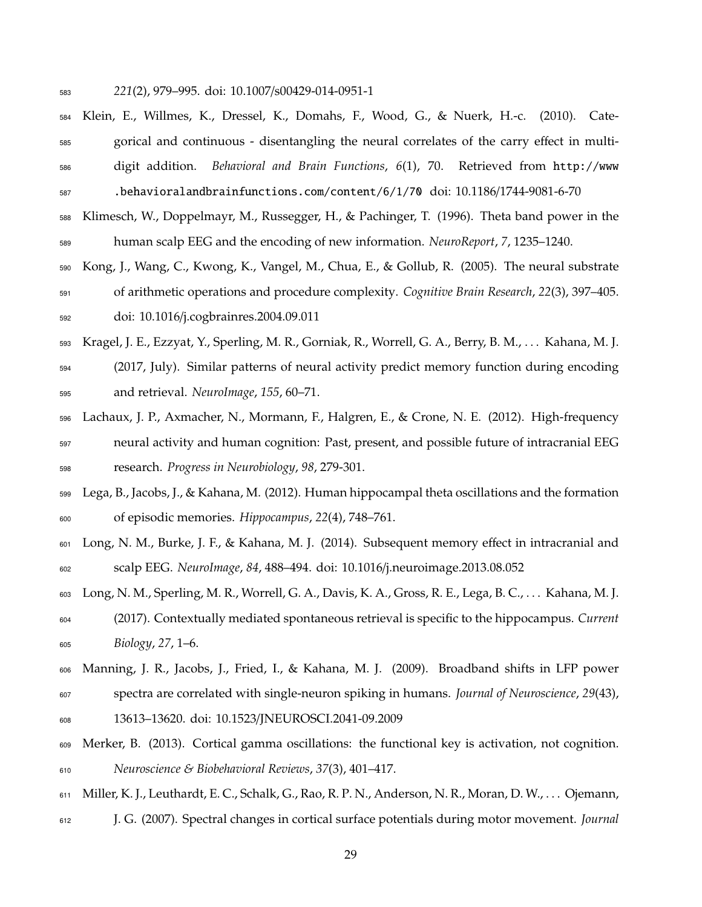*221*(2), 979–995. doi: 10.1007/s00429-014-0951-1

Klein, E., Willmes, K., Dressel, K., Domahs, F., Wood, G., & Nuerk, H.-c. (2010). Categorical and continuous - disentangling the neural correlates of the carry effect in multi-digit addition. *Behavioral and Brain Functions*, *6*(1), 70. Retrieved from http://www.behavioralandbrainfunctions.com/content/6/1/70 doi: 10.1186/1744-9081-6-70

Klimesch, W., Doppelmayr, M., Russegger, H., & Pachinger, T. (1996). Theta band power in the human scalp EEG and the encoding of new information. *NeuroReport*, *7*, 1235–1240.

Kong, J., Wang, C., Kwong, K., Vangel, M., Chua, E., & Gollub, R. (2005). The neural substrate of arithmetic operations and procedure complexity. *Cognitive Brain Research*, *22*(3), 397–405. doi: 10.1016/j.cogbrainres.2004.09.011

Kragel, J. E., Ezzyat, Y., Sperling, M. R., Gorniak, R., Worrell, G. A., Berry, B. M., . . . Kahana, M. J. (2017, July). Similar patterns of neural activity predict memory function during encoding and retrieval. *NeuroImage*, *155*, 60–71.

Lachaux, J. P., Axmacher, N., Mormann, F., Halgren, E., & Crone, N. E. (2012). High-frequency neural activity and human cognition: Past, present, and possible future of intracranial EEG research. *Progress in Neurobiology*, *98*, 279-301.

Lega, B., Jacobs, J., & Kahana, M. (2012). Human hippocampal theta oscillations and the formation of episodic memories. *Hippocampus*, *22*(4), 748–761.

Long, N. M., Burke, J. F., & Kahana, M. J. (2014). Subsequent memory effect in intracranial and scalp EEG. *NeuroImage*, *84*, 488–494. doi: 10.1016/j.neuroimage.2013.08.052

Long, N. M., Sperling, M. R., Worrell, G. A., Davis, K. A., Gross, R. E., Lega, B. C., . . . Kahana, M. J. (2017). Contextually mediated spontaneous retrieval is specific to the hippocampus. *Current Biology*, *27*, 1–6.

Manning, J. R., Jacobs, J., Fried, I., & Kahana, M. J. (2009). Broadband shifts in LFP power spectra are correlated with single-neuron spiking in humans. *Journal of Neuroscience*, *29*(43), 13613–13620. doi: 10.1523/JNEUROSCI.2041-09.2009

Merker, B. (2013). Cortical gamma oscillations: the functional key is activation, not cognition. *Neuroscience & Biobehavioral Reviews*, *37*(3), 401–417.

Miller, K. J., Leuthardt, E. C., Schalk, G., Rao, R. P. N., Anderson, N. R., Moran, D. W., . . . Ojemann, J. G. (2007). Spectral changes in cortical surface potentials during motor movement. *Journal*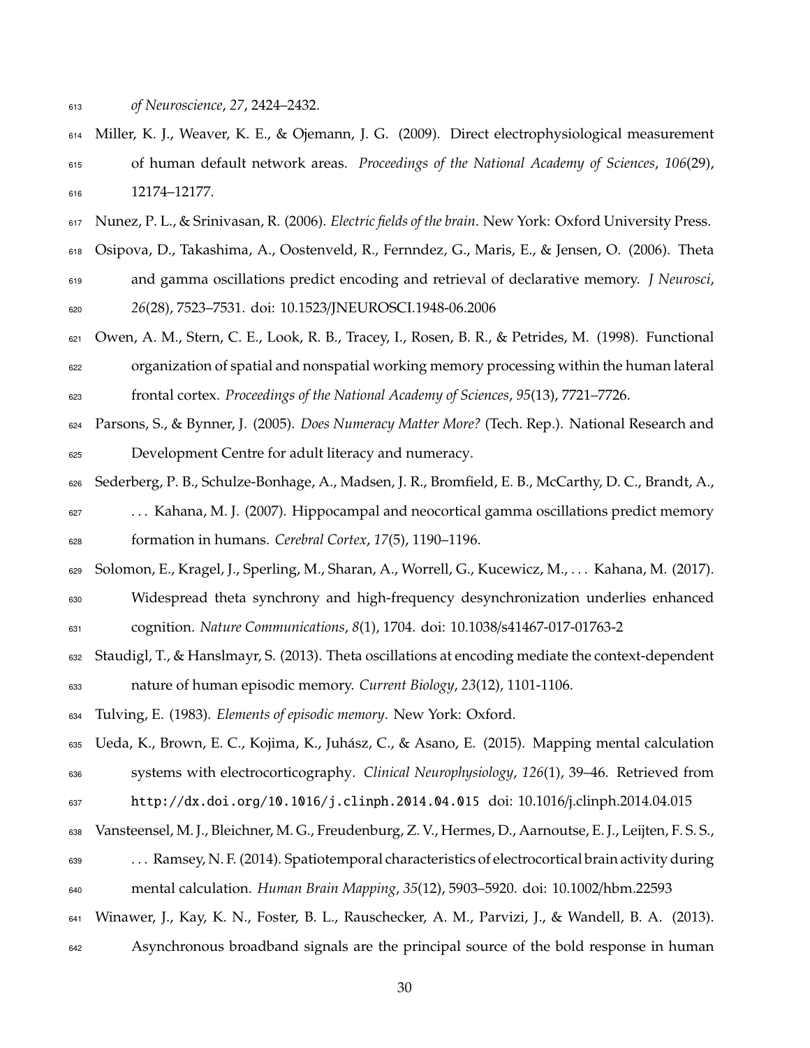*of Neuroscience*, *27*, 2424–2432.

Miller, K. J., Weaver, K. E., & Ojemann, J. G. (2009). Direct electrophysiological measurement of human default network areas. *Proceedings of the National Academy of Sciences*, *106*(29), 12174–12177.

Nunez, P. L., & Srinivasan, R. (2006). *Electric fields of the brain*. New York: Oxford University Press.

Osipova, D., Takashima, A., Oostenveld, R., Fernndez, G., Maris, E., & Jensen, O. (2006). Theta and gamma oscillations predict encoding and retrieval of declarative memory. *J Neurosci*, *26*(28), 7523–7531. doi: 10.1523/JNEUROSCI.1948-06.2006

Owen, A. M., Stern, C. E., Look, R. B., Tracey, I., Rosen, B. R., & Petrides, M. (1998). Functional organization of spatial and nonspatial working memory processing within the human lateral frontal cortex. *Proceedings of the National Academy of Sciences*, *95*(13), 7721–7726.

Parsons, S., & Bynner, J. (2005). *Does Numeracy Matter More?* (Tech. Rep.). National Research and Development Centre for adult literacy and numeracy.

Sederberg, P. B., Schulze-Bonhage, A., Madsen, J. R., Bromfield, E. B., McCarthy, D. C., Brandt, A., ... Kahana, M. J. (2007). Hippocampal and neocortical gamma oscillations predict memory formation in humans. *Cerebral Cortex*, *17*(5), 1190–1196.

Solomon, E., Kragel, J., Sperling, M., Sharan, A., Worrell, G., Kucewicz, M., ... Kahana, M. (2017). Widespread theta synchrony and high-frequency desynchronization underlies enhanced cognition. *Nature Communications*, *8*(1), 1704. doi: 10.1038/s41467-017-01763-2

Staudigl, T., & Hanslmayr, S. (2013). Theta oscillations at encoding mediate the context-dependent nature of human episodic memory. *Current Biology*, *23*(12), 1101-1106.

Tulving, E. (1983). *Elements of episodic memory*. New York: Oxford.

Ueda, K., Brown, E. C., Kojima, K., Juhász, C., & Asano, E. (2015). Mapping mental calculation systems with electrocorticography. *Clinical Neurophysiology*, *126*(1), 39–46. Retrieved from http://dx.doi.org/10.1016/j.clinph.2014.04.015 doi: 10.1016/j.clinph.2014.04.015

Vansteensel, M. J., Bleichner, M. G., Freudenburg, Z. V., Hermes, D., Aarnoutse, E. J., Leijten, F. S. S., ... Ramsey, N. F. (2014). Spatiotemporal characteristics of electrocortical brain activity during mental calculation. *Human Brain Mapping*, *35*(12), 5903–5920. doi: 10.1002/hbm.22593

Winawer, J., Kay, K. N., Foster, B. L., Rauschecker, A. M., Parvizi, J., & Wandell, B. A. (2013). Asynchronous broadband signals are the principal source of the bold response in human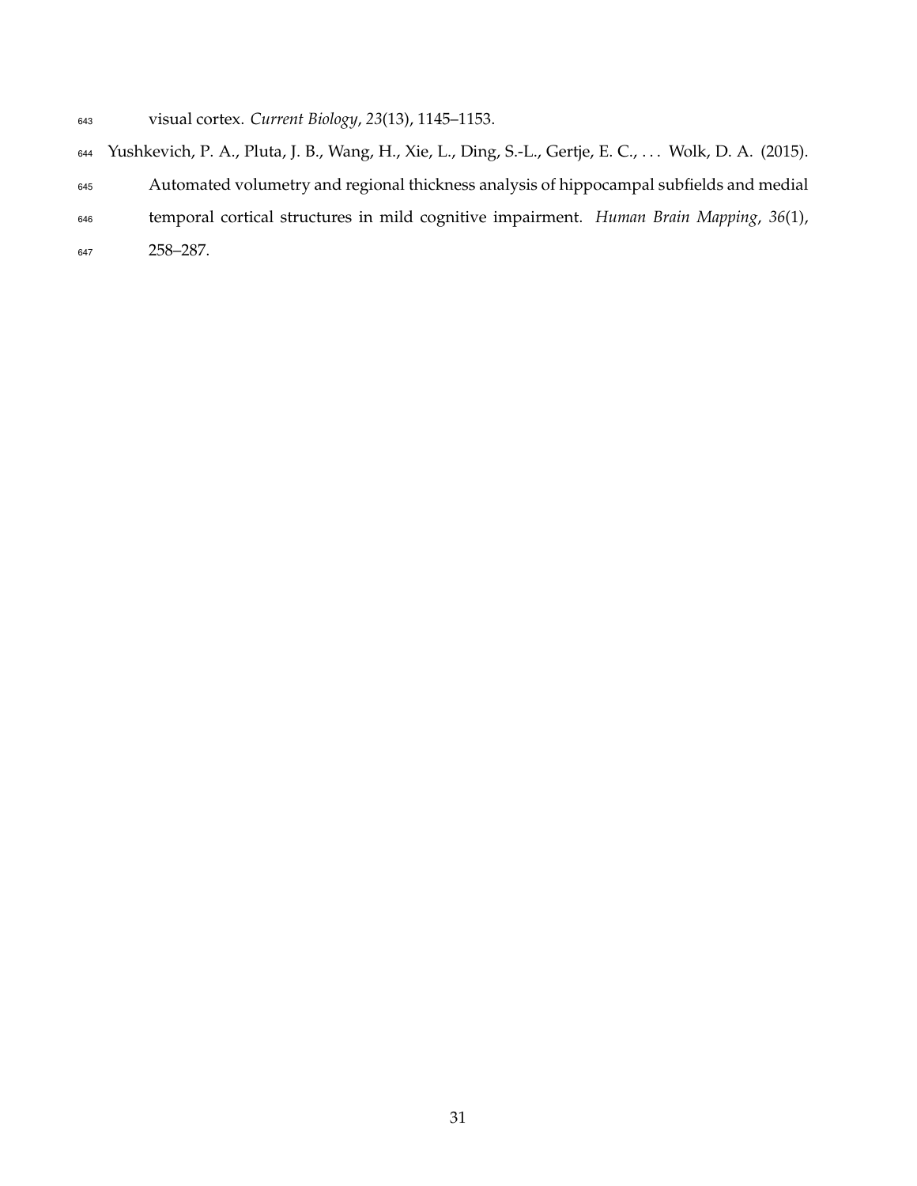visual cortex. *Current Biology*, *23*(13), 1145–1153.

Yushkevich, P. A., Pluta, J. B., Wang, H., Xie, L., Ding, S.-L., Gertje, E. C., . . . Wolk, D. A. (2015). Automated volumetry and regional thickness analysis of hippocampal subfields and medial temporal cortical structures in mild cognitive impairment. *Human Brain Mapping*, *36*(1), 258–287.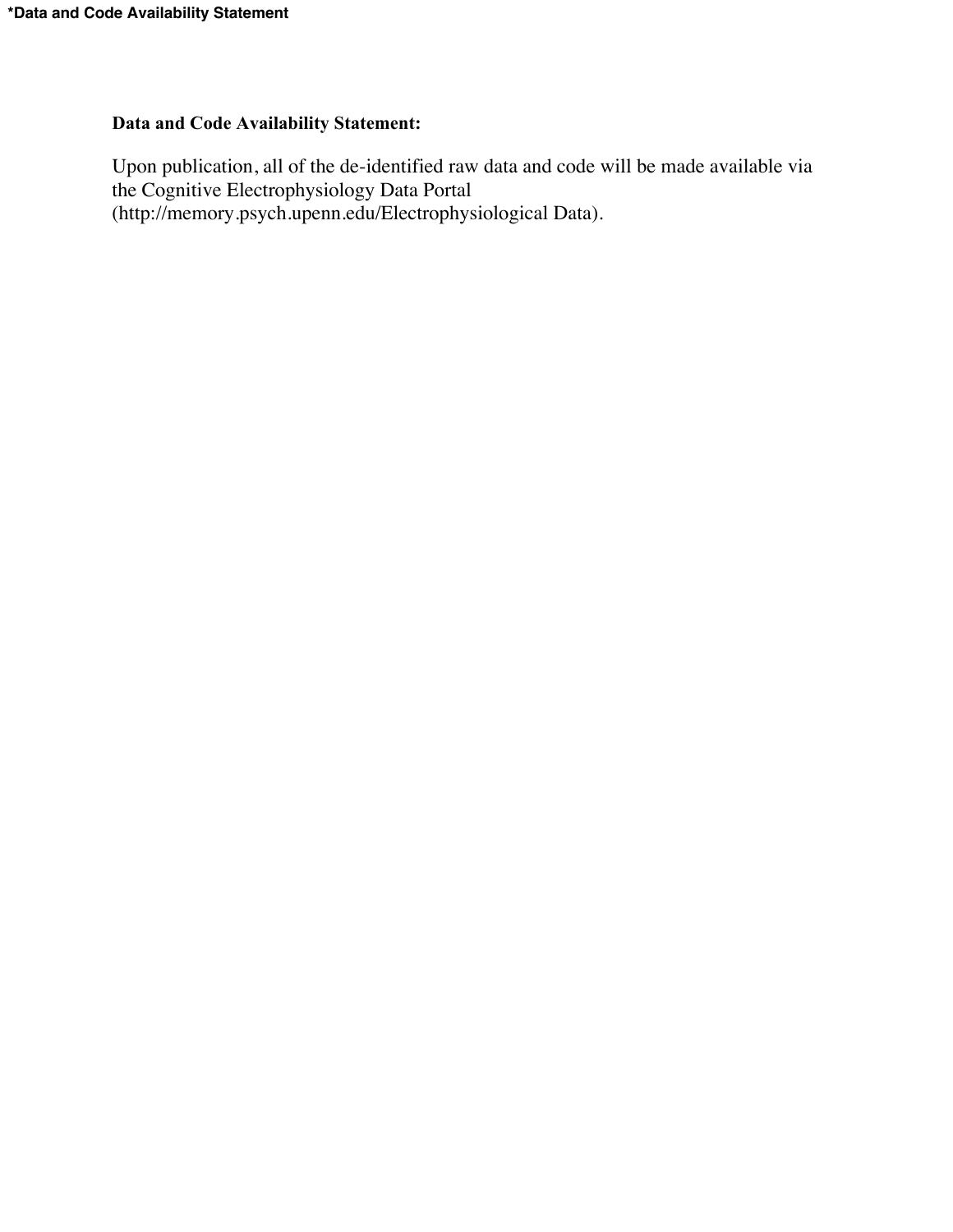**Data and Code Availability Statement**

**Data and Code Availability Statement:**

Upon publication, all of the de-identified raw data and code will be made available via the Cognitive Electrophysiology Data Portal (http://memory.psych.upenn.edu/Electrophysiological Data).